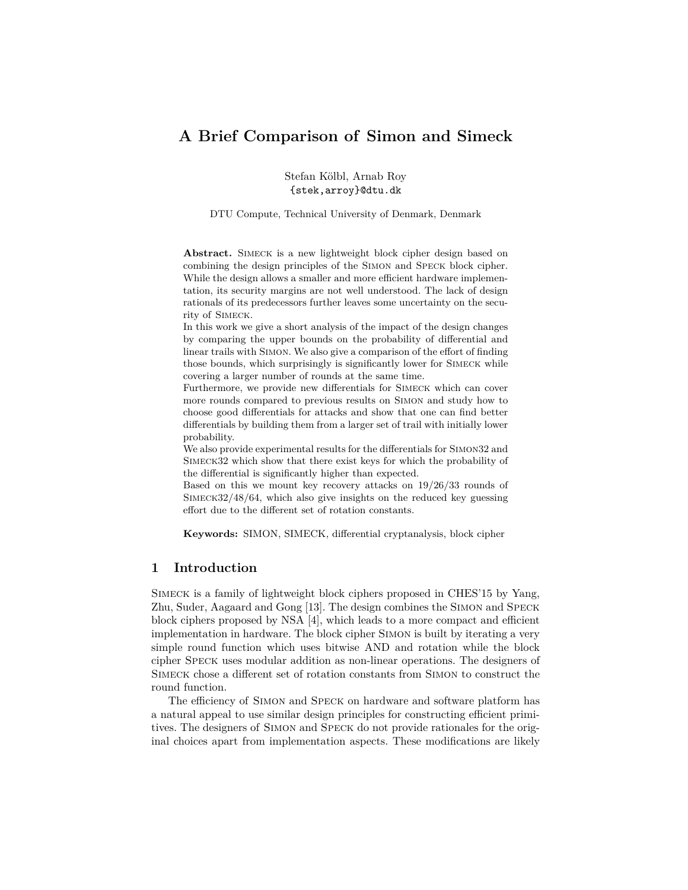# A Brief Comparison of Simon and Simeck

Stefan Kölbl, Arnab Roy
{stek,arroy}@dtu.dk

DTU Compute, Technical University of Denmark, Denmark

**Abstract.** Simeck is a new lightweight block cipher design based on combining the design principles of the Simon and Speck block cipher. While the design allows a smaller and more efficient hardware implementation, its security margins are not well understood. The lack of design rationals of its predecessors further leaves some uncertainty on the security of Simeck.

In this work we give a short analysis of the impact of the design changes by comparing the upper bounds on the probability of differential and linear trails with Simon. We also give a comparison of the effort of finding those bounds, which surprisingly is significantly lower for Simeck while covering a larger number of rounds at the same time.

Furthermore, we provide new differentials for Simeck which can cover more rounds compared to previous results on Simon and study how to choose good differentials for attacks and show that one can find better differentials by building them from a larger set of trail with initially lower probability.

We also provide experimental results for the differentials for Simon32 and Simeck32 which show that there exist keys for which the probability of the differential is significantly higher than expected.

Based on this we mount key recovery attacks on 19/26/33 rounds of Simeck32/48/64, which also give insights on the reduced key guessing effort due to the different set of rotation constants.

**Keywords:** SIMON, SIMECK, differential cryptanalysis, block cipher

## 1 Introduction

Simeck is a family of lightweight block ciphers proposed in CHES'15 by Yang, Zhu, Suder, Aagaard and Gong [13]. The design combines the Simon and Speck block ciphers proposed by NSA [4], which leads to a more compact and efficient implementation in hardware. The block cipher Simon is built by iterating a very simple round function which uses bitwise AND and rotation while the block cipher Speck uses modular addition as non-linear operations. The designers of Simeck chose a different set of rotation constants from Simon to construct the round function.

The efficiency of Simon and Speck on hardware and software platform has a natural appeal to use similar design principles for constructing efficient primitives. The designers of Simon and Speck do not provide rationales for the original choices apart from implementation aspects. These modifications are likely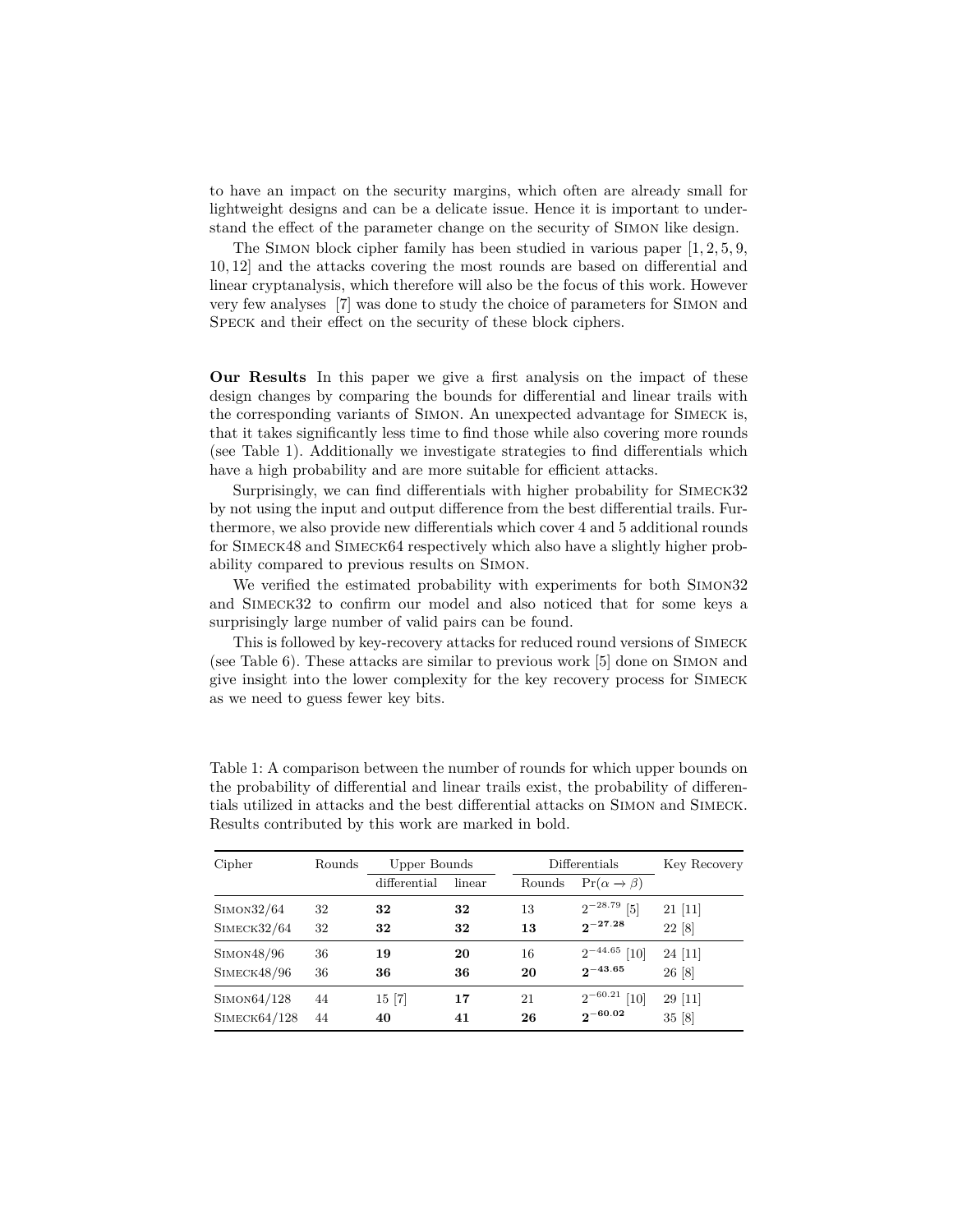to have an impact on the security margins, which often are already small for lightweight designs and can be a delicate issue. Hence it is important to understand the effect of the parameter change on the security of Simon like design.

The Simon block cipher family has been studied in various paper [1, 2, 5, 9, 10, 12] and the attacks covering the most rounds are based on differential and linear cryptanalysis, which therefore will also be the focus of this work. However very few analyses [7] was done to study the choice of parameters for Simon and Speck and their effect on the security of these block ciphers.

**Our Results** In this paper we give a first analysis on the impact of these design changes by comparing the bounds for differential and linear trails with the corresponding variants of Simon. An unexpected advantage for Simeck is, that it takes significantly less time to find those while also covering more rounds (see Table 1). Additionally we investigate strategies to find differentials which have a high probability and are more suitable for efficient attacks.

Surprisingly, we can find differentials with higher probability for Simeck32 by not using the input and output difference from the best differential trails. Furthermore, we also provide new differentials which cover 4 and 5 additional rounds for Simeck48 and Simeck64 respectively which also have a slightly higher probability compared to previous results on Simon.

We verified the estimated probability with experiments for both Simon32 and Simeck32 to confirm our model and also noticed that for some keys a surprisingly large number of valid pairs can be found.

This is followed by key-recovery attacks for reduced round versions of Simeck (see Table 6). These attacks are similar to previous work [5] done on Simon and give insight into the lower complexity for the key recovery process for Simeck as we need to guess fewer key bits.

Table 1: A comparison between the number of rounds for which upper bounds on the probability of differential and linear trails exist, the probability of differentials utilized in attacks and the best differential attacks on Simon and Simeck. Results contributed by this work are marked in bold.

| Cipher | Rounds | Upper Bounds | | Differentials | | Key Recovery |
|---|---|---|---|---|---|---|
| | | differential | linear | Rounds | $\Pr(\alpha \rightarrow \beta)$ | |
| Simon32/64 | 32 | **32** | **32** | 13 | $2^{-28.79}$ [5] | 21 [11] |
| Simeck32/64 | 32 | **32** | **32** | **13** | $\mathbf{2^{-27.28}}$ | 22 [8] |
| Simon48/96 | 36 | **19** | **20** | 16 | $2^{-44.65}$ [10] | 24 [11] |
| Simeck48/96 | 36 | **36** | **36** | **20** | $\mathbf{2^{-43.65}}$ | 26 [8] |
| Simon64/128 | 44 | 15 [7] | **17** | 21 | $2^{-60.21}$ [10] | 29 [11] |
| Simeck64/128 | 44 | **40** | **41** | **26** | $\mathbf{2^{-60.02}}$ | 35 [8] |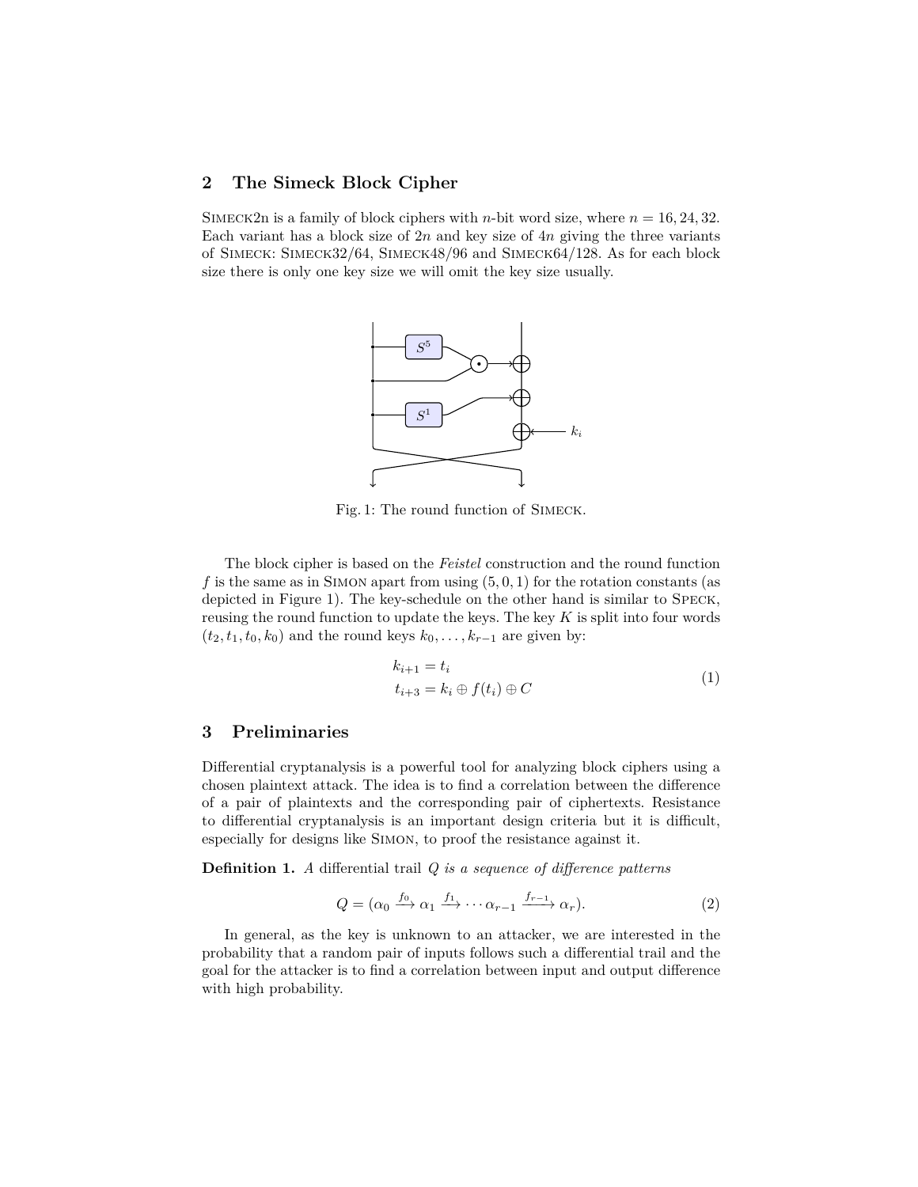## 2 The Simeck Block Cipher

Simeck2n is a family of block ciphers with $n$-bit word size, where $n = 16, 24, 32$. Each variant has a block size of $2n$ and key size of $4n$ giving the three variants of Simeck: Simeck32/64, Simeck48/96 and Simeck64/128. As for each block size there is only one key size we will omit the key size usually.

Fig. 1: The round function of Simeck.

The block cipher is based on the *Feistel* construction and the round function $f$ is the same as in Simon apart from using $(5, 0, 1)$ for the rotation constants (as depicted in Figure 1). The key-schedule on the other hand is similar to Speck, reusing the round function to update the keys. The key $K$ is split into four words $(t_2, t_1, t_0, k_0)$ and the round keys $k_0, \ldots, k_{r-1}$ are given by:

$$\begin{aligned} k_{i+1} &= t_i \\ t_{i+3} &= k_i \oplus f(t_i) \oplus C \end{aligned} \tag{1}$$

## 3 Preliminaries

Differential cryptanalysis is a powerful tool for analyzing block ciphers using a chosen plaintext attack. The idea is to find a correlation between the difference of a pair of plaintexts and the corresponding pair of ciphertexts. Resistance to differential cryptanalysis is an important design criteria but it is difficult, especially for designs like Simon, to proof the resistance against it.

**Definition 1.** *A* differential trail *$Q$ is a sequence of difference patterns*

$$Q = (\alpha_0 \xrightarrow{f_0} \alpha_1 \xrightarrow{f_1} \cdots \alpha_{r-1} \xrightarrow{f_{r-1}} \alpha_r). \tag{2}$$

In general, as the key is unknown to an attacker, we are interested in the probability that a random pair of inputs follows such a differential trail and the goal for the attacker is to find a correlation between input and output difference with high probability.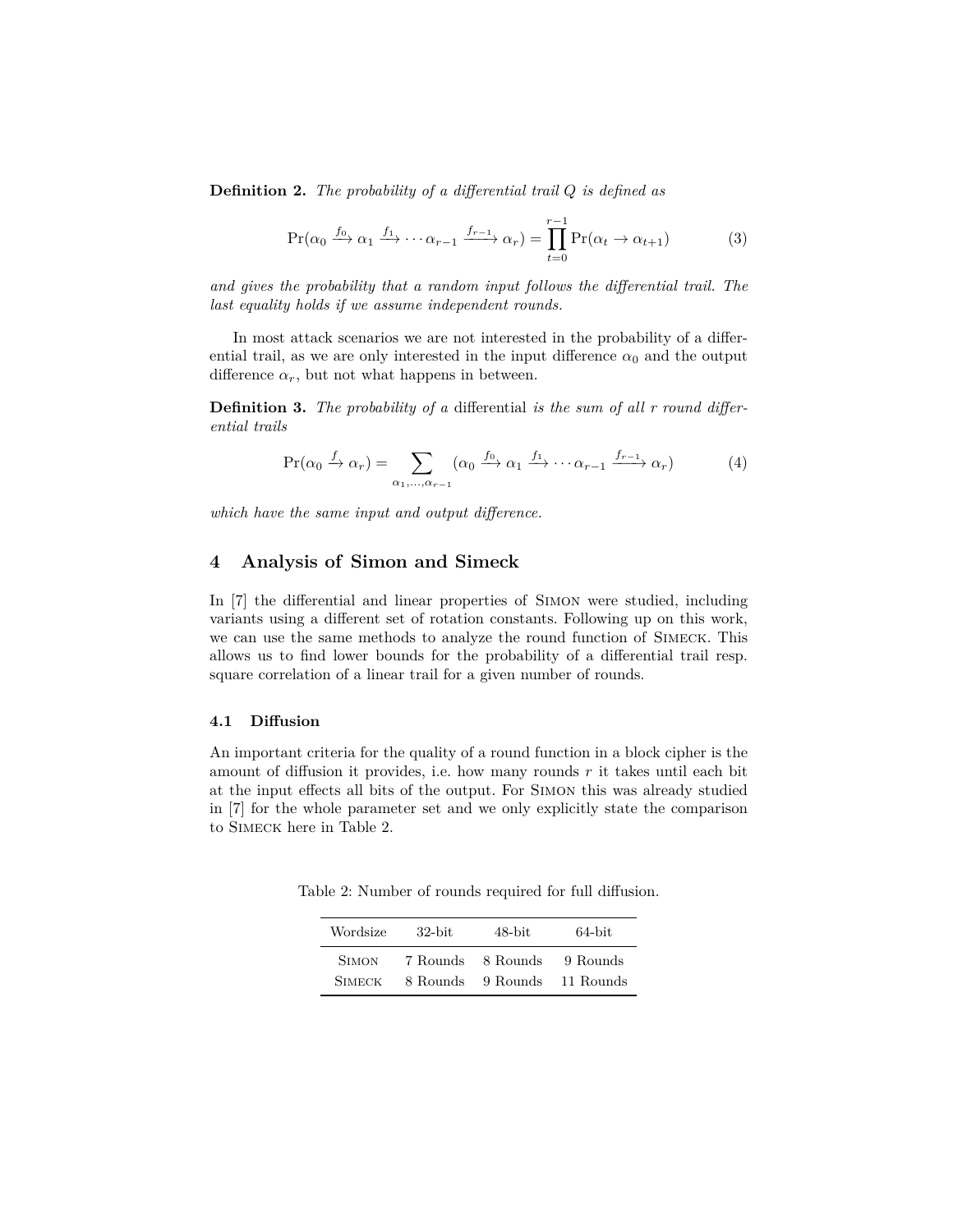**Definition 2.** *The probability of a differential trail $Q$ is defined as*

$$\Pr(\alpha_0 \xrightarrow{f_0} \alpha_1 \xrightarrow{f_1} \cdots \alpha_{r-1} \xrightarrow{f_{r-1}} \alpha_r) = \prod_{t=0}^{r-1} \Pr(\alpha_t \to \alpha_{t+1}) \tag{3}$$

*and gives the probability that a random input follows the differential trail. The last equality holds if we assume independent rounds.*

In most attack scenarios we are not interested in the probability of a differential trail, as we are only interested in the input difference $\alpha_0$ and the output difference $\alpha_r$, but not what happens in between.

**Definition 3.** *The probability of a* differential *is the sum of all $r$ round differential trails*

$$\Pr(\alpha_0 \xrightarrow{f} \alpha_r) = \sum_{\alpha_1,\ldots,\alpha_{r-1}} (\alpha_0 \xrightarrow{f_0} \alpha_1 \xrightarrow{f_1} \cdots \alpha_{r-1} \xrightarrow{f_{r-1}} \alpha_r) \tag{4}$$

*which have the same input and output difference.*

## 4 Analysis of Simon and Simeck

In [7] the differential and linear properties of Simon were studied, including variants using a different set of rotation constants. Following up on this work, we can use the same methods to analyze the round function of Simeck. This allows us to find lower bounds for the probability of a differential trail resp. square correlation of a linear trail for a given number of rounds.

### 4.1 Diffusion

An important criteria for the quality of a round function in a block cipher is the amount of diffusion it provides, i.e. how many rounds $r$ it takes until each bit at the input effects all bits of the output. For Simon this was already studied in [7] for the whole parameter set and we only explicitly state the comparison to Simeck here in Table 2.

Table 2: Number of rounds required for full diffusion.

| Wordsize | 32-bit | 48-bit | 64-bit |
|---|---|---|---|
| Simon | 7 Rounds | 8 Rounds | 9 Rounds |
| Simeck | 8 Rounds | 9 Rounds | 11 Rounds |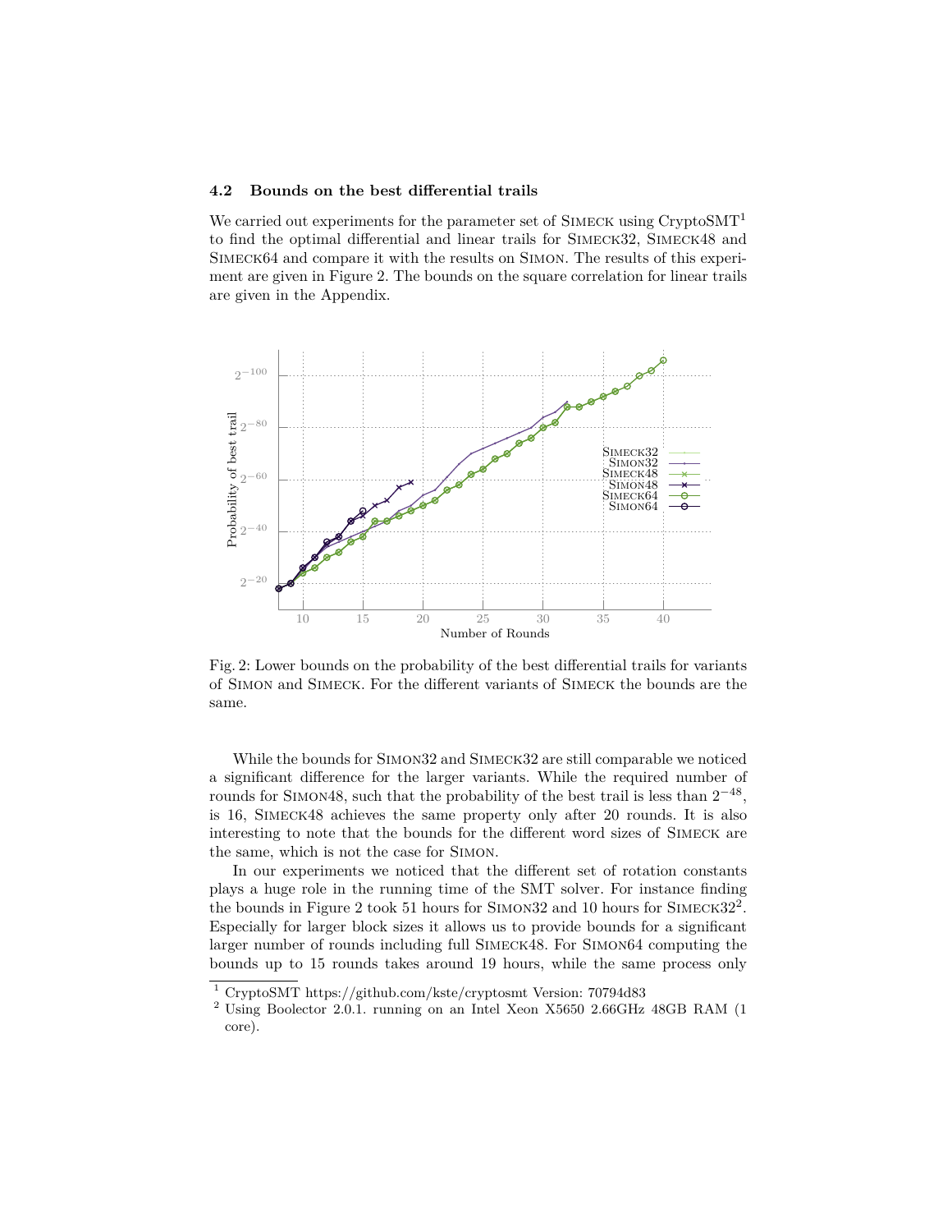### 4.2 Bounds on the best differential trails

We carried out experiments for the parameter set of Simeck using CryptoSMT[1] to find the optimal differential and linear trails for Simeck32, Simeck48 and Simeck64 and compare it with the results on Simon. The results of this experiment are given in Figure 2. The bounds on the square correlation for linear trails are given in the Appendix.

Fig. 2: Lower bounds on the probability of the best differential trails for variants of Simon and Simeck. For the different variants of Simeck the bounds are the same.

While the bounds for Simon32 and Simeck32 are still comparable we noticed a significant difference for the larger variants. While the required number of rounds for Simon48, such that the probability of the best trail is less than $2^{-48}$, is 16, Simeck48 achieves the same property only after 20 rounds. It is also interesting to note that the bounds for the different word sizes of Simeck are the same, which is not the case for Simon.

In our experiments we noticed that the different set of rotation constants plays a huge role in the running time of the SMT solver. For instance finding the bounds in Figure 2 took 51 hours for Simon32 and 10 hours for Simeck32[2]. Especially for larger block sizes it allows us to provide bounds for a significant larger number of rounds including full Simeck48. For Simon64 computing the bounds up to 15 rounds takes around 19 hours, while the same process only

[1] CryptoSMT https://github.com/kste/cryptosmt Version: 70794d83

[2] Using Boolector 2.0.1. running on an Intel Xeon X5650 2.66GHz 48GB RAM (1 core).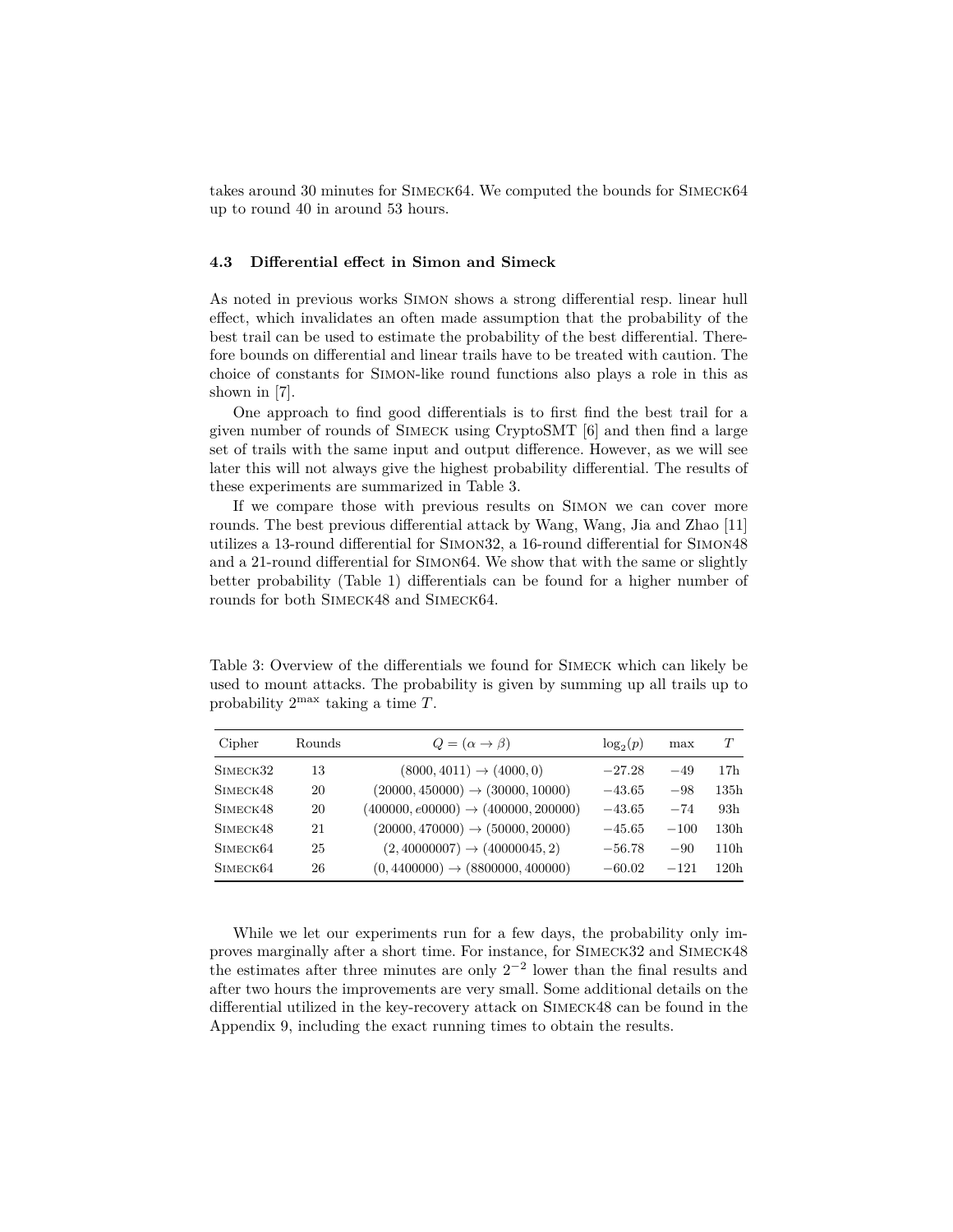takes around 30 minutes for Simeck64. We computed the bounds for Simeck64 up to round 40 in around 53 hours.

### 4.3 Differential effect in Simon and Simeck

As noted in previous works Simon shows a strong differential resp. linear hull effect, which invalidates an often made assumption that the probability of the best trail can be used to estimate the probability of the best differential. Therefore bounds on differential and linear trails have to be treated with caution. The choice of constants for Simon-like round functions also plays a role in this as shown in [7].

One approach to find good differentials is to first find the best trail for a given number of rounds of Simeck using CryptoSMT [6] and then find a large set of trails with the same input and output difference. However, as we will see later this will not always give the highest probability differential. The results of these experiments are summarized in Table 3.

If we compare those with previous results on Simon we can cover more rounds. The best previous differential attack by Wang, Wang, Jia and Zhao [11] utilizes a 13-round differential for Simon32, a 16-round differential for Simon48 and a 21-round differential for Simon64. We show that with the same or slightly better probability (Table 1) differentials can be found for a higher number of rounds for both Simeck48 and Simeck64.

Table 3: Overview of the differentials we found for Simeck which can likely be used to mount attacks. The probability is given by summing up all trails up to probability $2^{\max}$ taking a time $T$.

| Cipher | Rounds | $Q = (\alpha \to \beta)$ | $\log_2(p)$ | max | $T$ |
|---|---|---|---|---|---|
| Simeck32 | 13 | $(8000, 4011) \to (4000, 0)$ | $-27.28$ | $-49$ | 17h |
| Simeck48 | 20 | $(20000, 450000) \to (30000, 10000)$ | $-43.65$ | $-98$ | 135h |
| Simeck48 | 20 | $(400000, e00000) \to (400000, 200000)$ | $-43.65$ | $-74$ | 93h |
| Simeck48 | 21 | $(20000, 470000) \to (50000, 20000)$ | $-45.65$ | $-100$ | 130h |
| Simeck64 | 25 | $(2, 40000007) \to (40000045, 2)$ | $-56.78$ | $-90$ | 110h |
| Simeck64 | 26 | $(0, 4400000) \to (8800000, 400000)$ | $-60.02$ | $-121$ | 120h |

While we let our experiments run for a few days, the probability only improves marginally after a short time. For instance, for Simeck32 and Simeck48 the estimates after three minutes are only $2^{-2}$ lower than the final results and after two hours the improvements are very small. Some additional details on the differential utilized in the key-recovery attack on Simeck48 can be found in the Appendix 9, including the exact running times to obtain the results.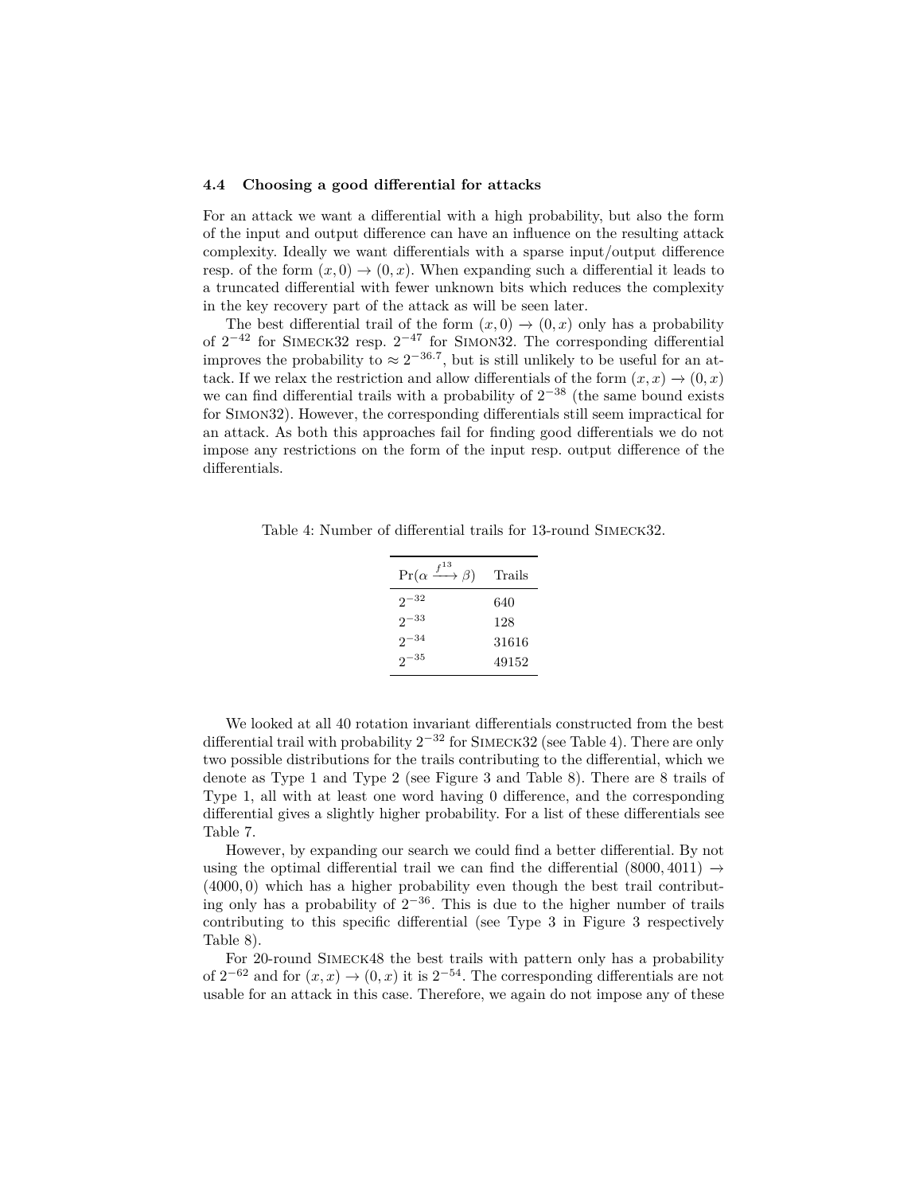### 4.4 Choosing a good differential for attacks

For an attack we want a differential with a high probability, but also the form of the input and output difference can have an influence on the resulting attack complexity. Ideally we want differentials with a sparse input/output difference resp. of the form $(x, 0) \rightarrow (0, x)$. When expanding such a differential it leads to a truncated differential with fewer unknown bits which reduces the complexity in the key recovery part of the attack as will be seen later.

The best differential trail of the form $(x, 0) \rightarrow (0, x)$ only has a probability of $2^{-42}$ for Simeck32 resp. $2^{-47}$ for Simon32. The corresponding differential improves the probability to $\approx 2^{-36.7}$, but is still unlikely to be useful for an attack. If we relax the restriction and allow differentials of the form $(x, x) \rightarrow (0, x)$ we can find differential trails with a probability of $2^{-38}$ (the same bound exists for Simon32). However, the corresponding differentials still seem impractical for an attack. As both this approaches fail for finding good differentials we do not impose any restrictions on the form of the input resp. output difference of the differentials.

Table 4: Number of differential trails for 13-round Simeck32.

| $\Pr(\alpha \xrightarrow{f^{13}} \beta)$ | Trails |
|---|---|
| $2^{-32}$ | 640 |
| $2^{-33}$ | 128 |
| $2^{-34}$ | 31616 |
| $2^{-35}$ | 49152 |

We looked at all 40 rotation invariant differentials constructed from the best differential trail with probability $2^{-32}$ for Simeck32 (see Table 4). There are only two possible distributions for the trails contributing to the differential, which we denote as Type 1 and Type 2 (see Figure 3 and Table 8). There are 8 trails of Type 1, all with at least one word having 0 difference, and the corresponding differential gives a slightly higher probability. For a list of these differentials see Table 7.

However, by expanding our search we could find a better differential. By not using the optimal differential trail we can find the differential $(8000, 4011) \rightarrow (4000, 0)$ which has a higher probability even though the best trail contributing only has a probability of $2^{-36}$. This is due to the higher number of trails contributing to this specific differential (see Type 3 in Figure 3 respectively Table 8).

For 20-round Simeck48 the best trails with pattern only has a probability of $2^{-62}$ and for $(x, x) \rightarrow (0, x)$ it is $2^{-54}$. The corresponding differentials are not usable for an attack in this case. Therefore, we again do not impose any of these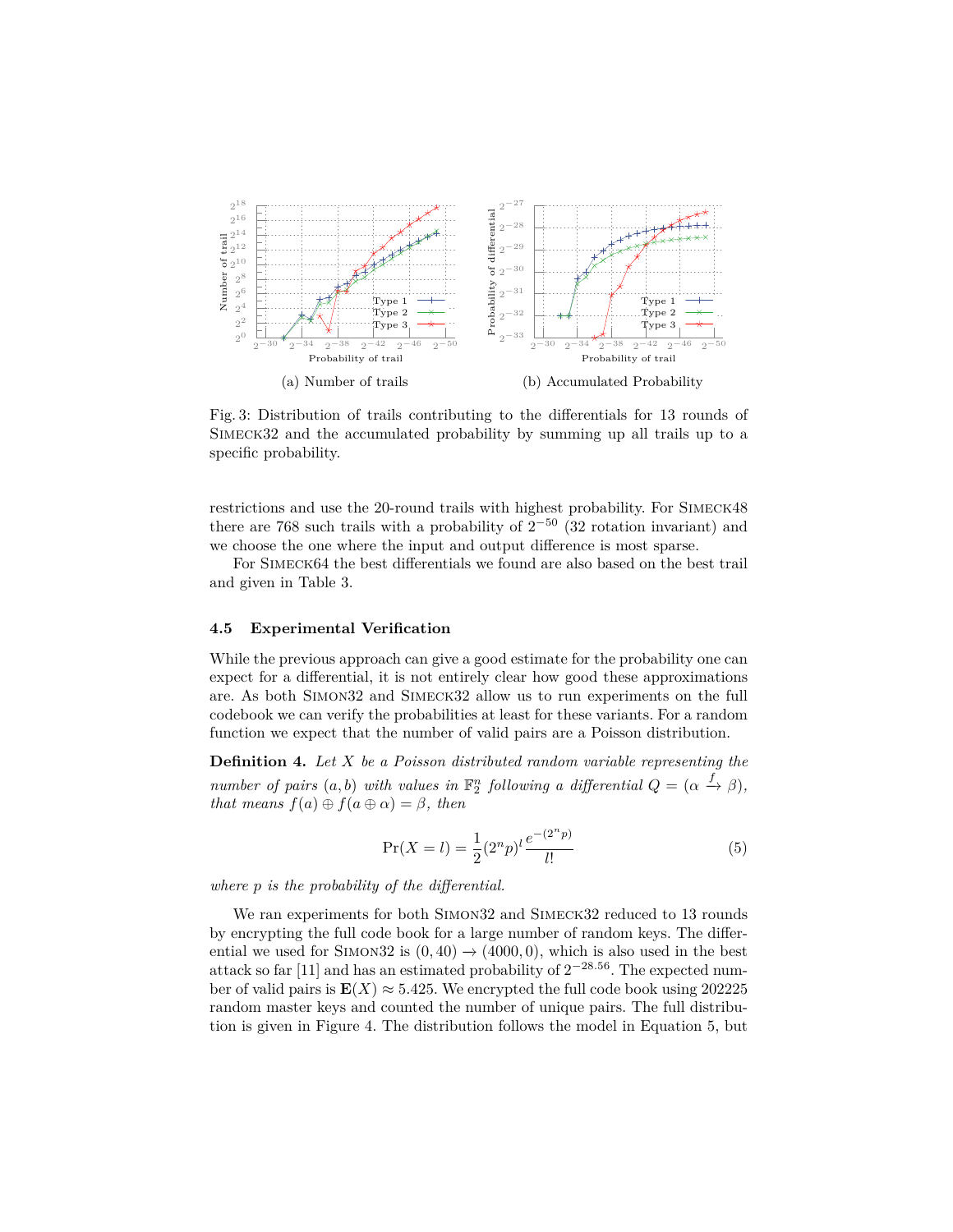(a) Number of trails

(b) Accumulated Probability

Fig. 3: Distribution of trails contributing to the differentials for 13 rounds of Simeck32 and the accumulated probability by summing up all trails up to a specific probability.

restrictions and use the 20-round trails with highest probability. For Simeck48 there are 768 such trails with a probability of $2^{-50}$ (32 rotation invariant) and we choose the one where the input and output difference is most sparse.

For Simeck64 the best differentials we found are also based on the best trail and given in Table 3.

### 4.5 Experimental Verification

While the previous approach can give a good estimate for the probability one can expect for a differential, it is not entirely clear how good these approximations are. As both Simon32 and Simeck32 allow us to run experiments on the full codebook we can verify the probabilities at least for these variants. For a random function we expect that the number of valid pairs are a Poisson distribution.

**Definition 4.** *Let $X$ be a Poisson distributed random variable representing the number of pairs $(a, b)$ with values in $\mathbb{F}_2^n$ following a differential $Q = (\alpha \xrightarrow{f} \beta)$, that means $f(a) \oplus f(a \oplus \alpha) = \beta$, then*

$$\Pr(X = l) = \frac{1}{2}(2^n p)^l \frac{e^{-(2^n p)}}{l!} \tag{5}$$

*where $p$ is the probability of the differential.*

We ran experiments for both Simon32 and Simeck32 reduced to 13 rounds by encrypting the full code book for a large number of random keys. The differential we used for Simon32 is $(0, 40) \rightarrow (4000, 0)$, which is also used in the best attack so far [11] and has an estimated probability of $2^{-28.56}$. The expected number of valid pairs is $\mathbf{E}(X) \approx 5.425$. We encrypted the full code book using 202225 random master keys and counted the number of unique pairs. The full distribution is given in Figure 4. The distribution follows the model in Equation 5, but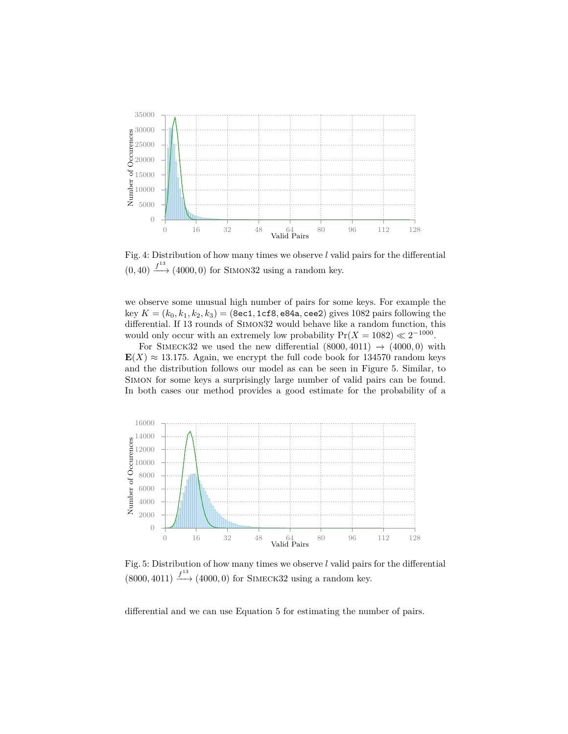Fig. 4: Distribution of how many times we observe $l$ valid pairs for the differential $(0, 40) \xrightarrow{f^{13}} (4000, 0)$ for SIMON32 using a random key.

we observe some unusual high number of pairs for some keys. For example the key $K = (k_0, k_1, k_2, k_3) =$ (8ec1, 1cf8, e84a, cee2) gives 1082 pairs following the differential. If 13 rounds of SIMON32 would behave like a random function, this would only occur with an extremely low probability $\Pr(X = 1082) \ll 2^{-1000}$.

For SIMECK32 we used the new differential $(8000, 4011) \rightarrow (4000, 0)$ with $\mathbf{E}(X) \approx 13.175$. Again, we encrypt the full code book for 134570 random keys and the distribution follows our model as can be seen in Figure 5. Similar, to SIMON for some keys a surprisingly large number of valid pairs can be found. In both cases our method provides a good estimate for the probability of a differential and we can use Equation 5 for estimating the number of pairs.

Fig. 5: Distribution of how many times we observe $l$ valid pairs for the differential $(8000, 4011) \xrightarrow{f^{13}} (4000, 0)$ for SIMECK32 using a random key.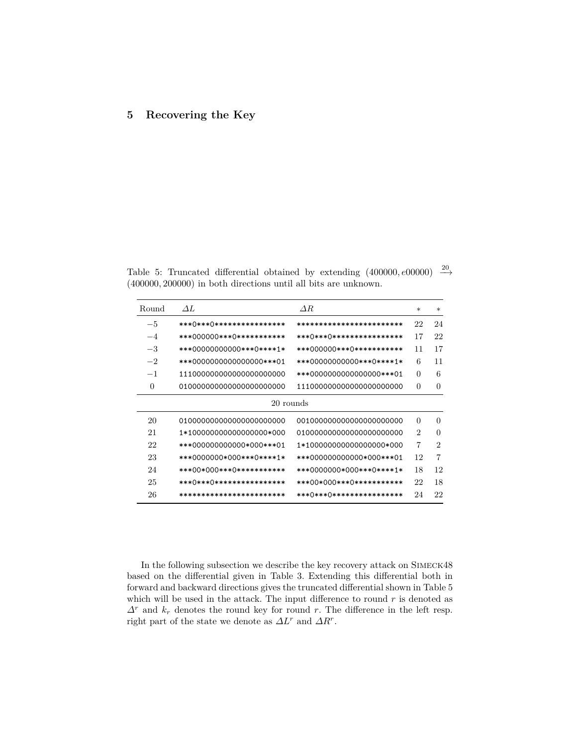## 5 Recovering the Key

Table 5: Truncated differential obtained by extending $(400000, e00000) \xrightarrow{20} (400000, 200000)$ in both directions until all bits are unknown.

| Round | $\Delta L$ | $\Delta R$ | $*$ | $*$ |
|---|---|---|---|---|
| $-5$ | `***0***0****************` | `************************` | 22 | 24 |
| $-4$ | `***000000***0***********` | `***0***0****************` | 17 | 22 |
| $-3$ | `***00000000000***0****1*` | `***000000***0***********` | 11 | 17 |
| $-2$ | `***0000000000000000***01` | `***00000000000***0****1*` | 6 | 11 |
| $-1$ | `111000000000000000000000` | `***0000000000000000***01` | 0 | 6 |
| 0 | `010000000000000000000000` | `111000000000000000000000` | 0 | 0 |
| | 20 rounds | | | |
| 20 | `010000000000000000000000` | `001000000000000000000000` | 0 | 0 |
| 21 | `1*100000000000000000*000` | `010000000000000000000000` | 2 | 0 |
| 22 | `***000000000000*000***01` | `1*100000000000000000*000` | 7 | 2 |
| 23 | `***0000000*000***0****1*` | `***000000000000*000***01` | 12 | 7 |
| 24 | `***00*000***0***********` | `***0000000*000***0****1*` | 18 | 12 |
| 25 | `***0***0****************` | `***00*000***0***********` | 22 | 18 |
| 26 | `************************` | `***0***0****************` | 24 | 22 |

In the following subsection we describe the key recovery attack on Simeck48 based on the differential given in Table 3. Extending this differential both in forward and backward directions gives the truncated differential shown in Table 5 which will be used in the attack. The input difference to round $r$ is denoted as $\Delta^r$ and $k_r$ denotes the round key for round $r$. The difference in the left resp. right part of the state we denote as $\Delta L^r$ and $\Delta R^r$.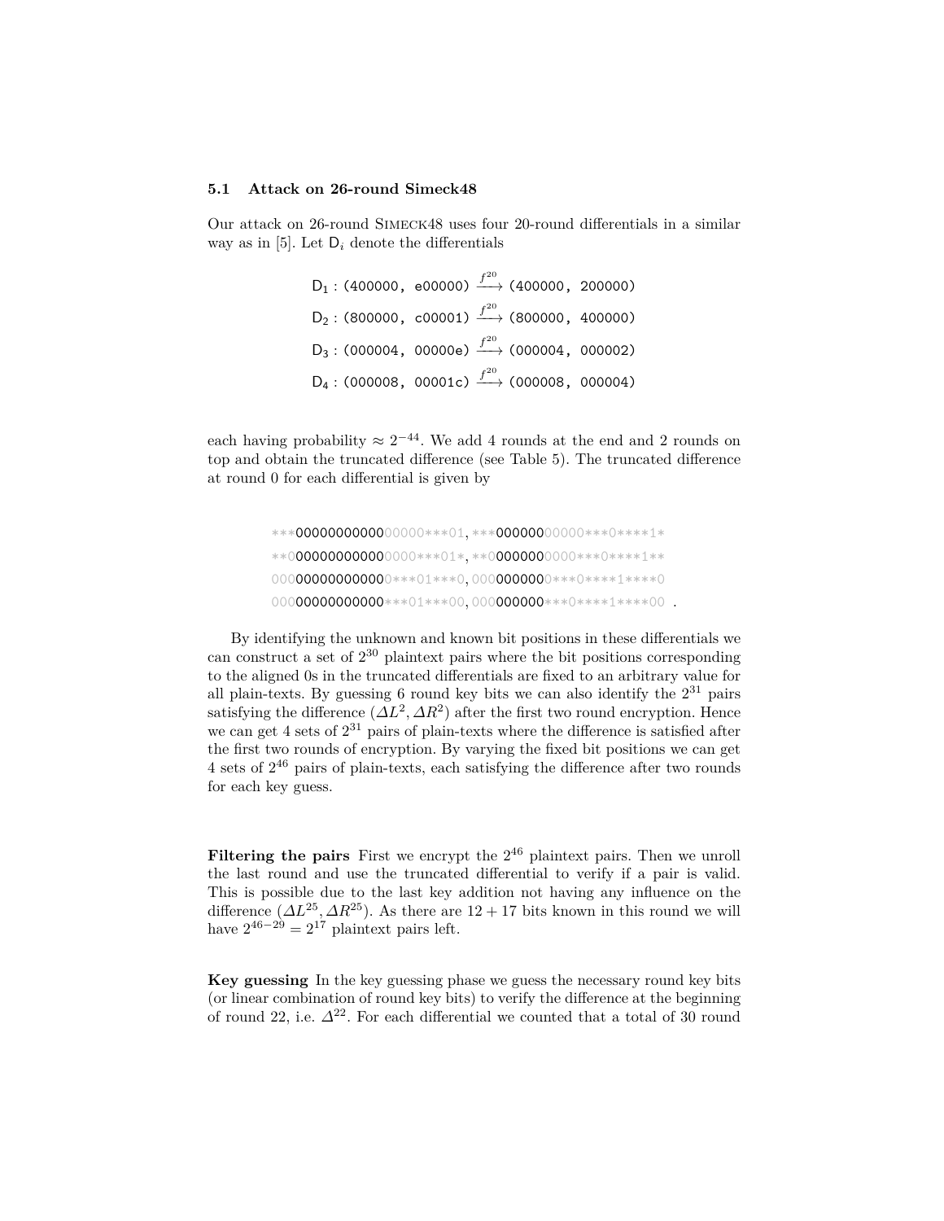### 5.1 Attack on 26-round Simeck48

Our attack on 26-round Simeck48 uses four 20-round differentials in a similar way as in [5]. Let $\mathsf{D}_i$ denote the differentials

$$\mathsf{D}_1 : (\texttt{400000},\ \texttt{e00000}) \xrightarrow{f^{20}} (\texttt{400000},\ \texttt{200000})$$

$$\mathsf{D}_2 : (\texttt{800000},\ \texttt{c00001}) \xrightarrow{f^{20}} (\texttt{800000},\ \texttt{400000})$$

$$\mathsf{D}_3 : (\texttt{000004},\ \texttt{00000e}) \xrightarrow{f^{20}} (\texttt{000004},\ \texttt{000002})$$

$$\mathsf{D}_4 : (\texttt{000008},\ \texttt{00001c}) \xrightarrow{f^{20}} (\texttt{000008},\ \texttt{000004})$$

each having probability $\approx 2^{-44}$. We add 4 rounds at the end and 2 rounds on top and obtain the truncated difference (see Table 5). The truncated difference at round 0 for each differential is given by

```
***00000000000000000***01, ***00000000000***0****1*
**0000000000000000***01*, **000000000000***0****1**
0000000000000000***01***0, 000000000***0****1****0
0000000000000***01***00, 000000000***0****1****00 .
```

By identifying the unknown and known bit positions in these differentials we can construct a set of $2^{30}$ plaintext pairs where the bit positions corresponding to the aligned 0s in the truncated differentials are fixed to an arbitrary value for all plain-texts. By guessing 6 round key bits we can also identify the $2^{31}$ pairs satisfying the difference $(\Delta L^2, \Delta R^2)$ after the first two round encryption. Hence we can get 4 sets of $2^{31}$ pairs of plain-texts where the difference is satisfied after the first two rounds of encryption. By varying the fixed bit positions we can get 4 sets of $2^{46}$ pairs of plain-texts, each satisfying the difference after two rounds for each key guess.

**Filtering the pairs** First we encrypt the $2^{46}$ plaintext pairs. Then we unroll the last round and use the truncated differential to verify if a pair is valid. This is possible due to the last key addition not having any influence on the difference $(\Delta L^{25}, \Delta R^{25})$. As there are $12 + 17$ bits known in this round we will have $2^{46-29} = 2^{17}$ plaintext pairs left.

**Key guessing** In the key guessing phase we guess the necessary round key bits (or linear combination of round key bits) to verify the difference at the beginning of round 22, i.e. $\Delta^{22}$. For each differential we counted that a total of 30 round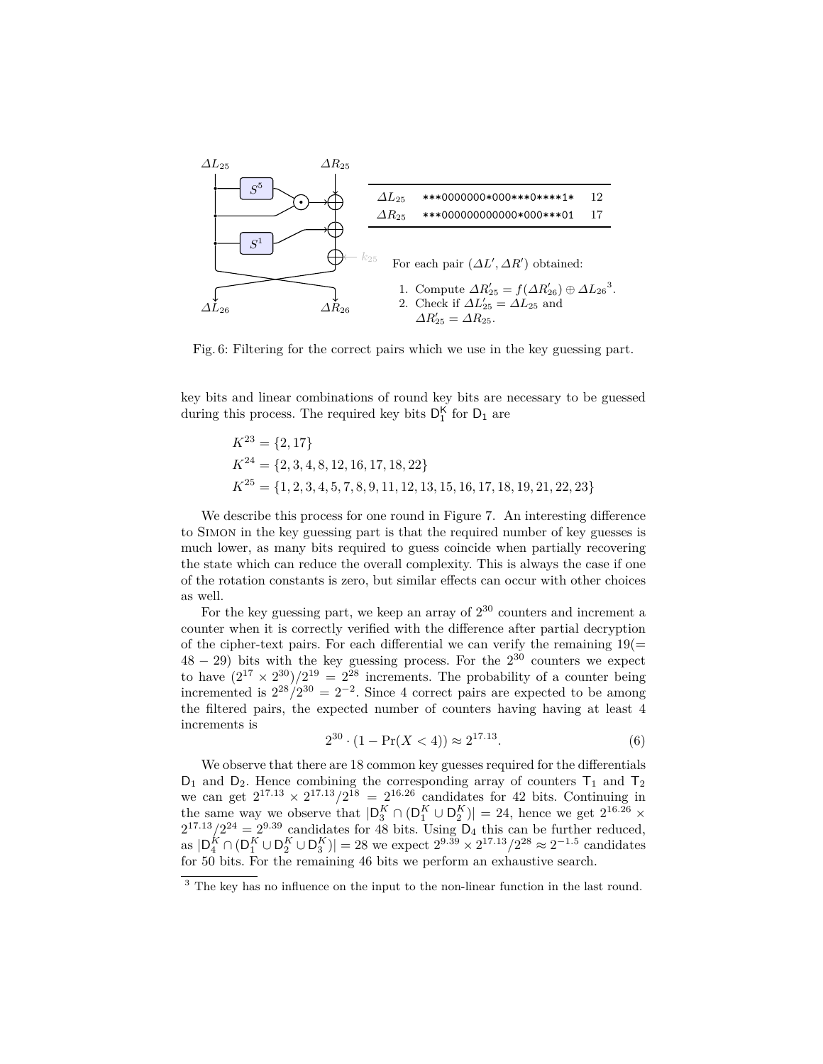| | | |
|---|---|---|
| $\Delta L_{25}$ | `***0000000*000***0****1*` | 12 |
| $\Delta R_{25}$ | `***000000000000*000***01` | 17 |

For each pair $(\Delta L', \Delta R')$ obtained:

1. Compute $\Delta R'_{25} = f(\Delta R'_{26}) \oplus \Delta L_{26}$[3].
2. Check if $\Delta L'_{25} = \Delta L_{25}$ and $\Delta R'_{25} = \Delta R_{25}$.

Fig. 6: Filtering for the correct pairs which we use in the key guessing part.

key bits and linear combinations of round key bits are necessary to be guessed during this process. The required key bits $\mathsf{D}_1^{\mathsf{K}}$ for $\mathsf{D}_1$ are

$$K^{23} = \{2, 17\}$$
$$K^{24} = \{2, 3, 4, 8, 12, 16, 17, 18, 22\}$$
$$K^{25} = \{1, 2, 3, 4, 5, 7, 8, 9, 11, 12, 13, 15, 16, 17, 18, 19, 21, 22, 23\}$$

We describe this process for one round in Figure 7. An interesting difference to Simon in the key guessing part is that the required number of key guesses is much lower, as many bits required to guess coincide when partially recovering the state which can reduce the overall complexity. This is always the case if one of the rotation constants is zero, but similar effects can occur with other choices as well.

For the key guessing part, we keep an array of $2^{30}$ counters and increment a counter when it is correctly verified with the difference after partial decryption of the cipher-text pairs. For each differential we can verify the remaining $19(= 48 - 29)$ bits with the key guessing process. For the $2^{30}$ counters we expect to have $(2^{17} \times 2^{30})/2^{19} = 2^{28}$ increments. The probability of a counter being incremented is $2^{28}/2^{30} = 2^{-2}$. Since 4 correct pairs are expected to be among the filtered pairs, the expected number of counters having having at least 4 increments is

$$2^{30} \cdot (1 - \Pr(X < 4)) \approx 2^{17.13}. \tag{6}$$

We observe that there are 18 common key guesses required for the differentials $\mathsf{D}_1$ and $\mathsf{D}_2$. Hence combining the corresponding array of counters $\mathsf{T}_1$ and $\mathsf{T}_2$ we can get $2^{17.13} \times 2^{17.13}/2^{18} = 2^{16.26}$ candidates for 42 bits. Continuing in the same way we observe that $|\mathsf{D}_3^K \cap (\mathsf{D}_1^K \cup \mathsf{D}_2^K)| = 24$, hence we get $2^{16.26} \times 2^{17.13}/2^{24} = 2^{9.39}$ candidates for 48 bits. Using $\mathsf{D}_4$ this can be further reduced, as $|\mathsf{D}_4^K \cap (\mathsf{D}_1^K \cup \mathsf{D}_2^K \cup \mathsf{D}_3^K)| = 28$ we expect $2^{9.39} \times 2^{17.13}/2^{28} \approx 2^{-1.5}$ candidates for 50 bits. For the remaining 46 bits we perform an exhaustive search.

[3] The key has no influence on the input to the non-linear function in the last round.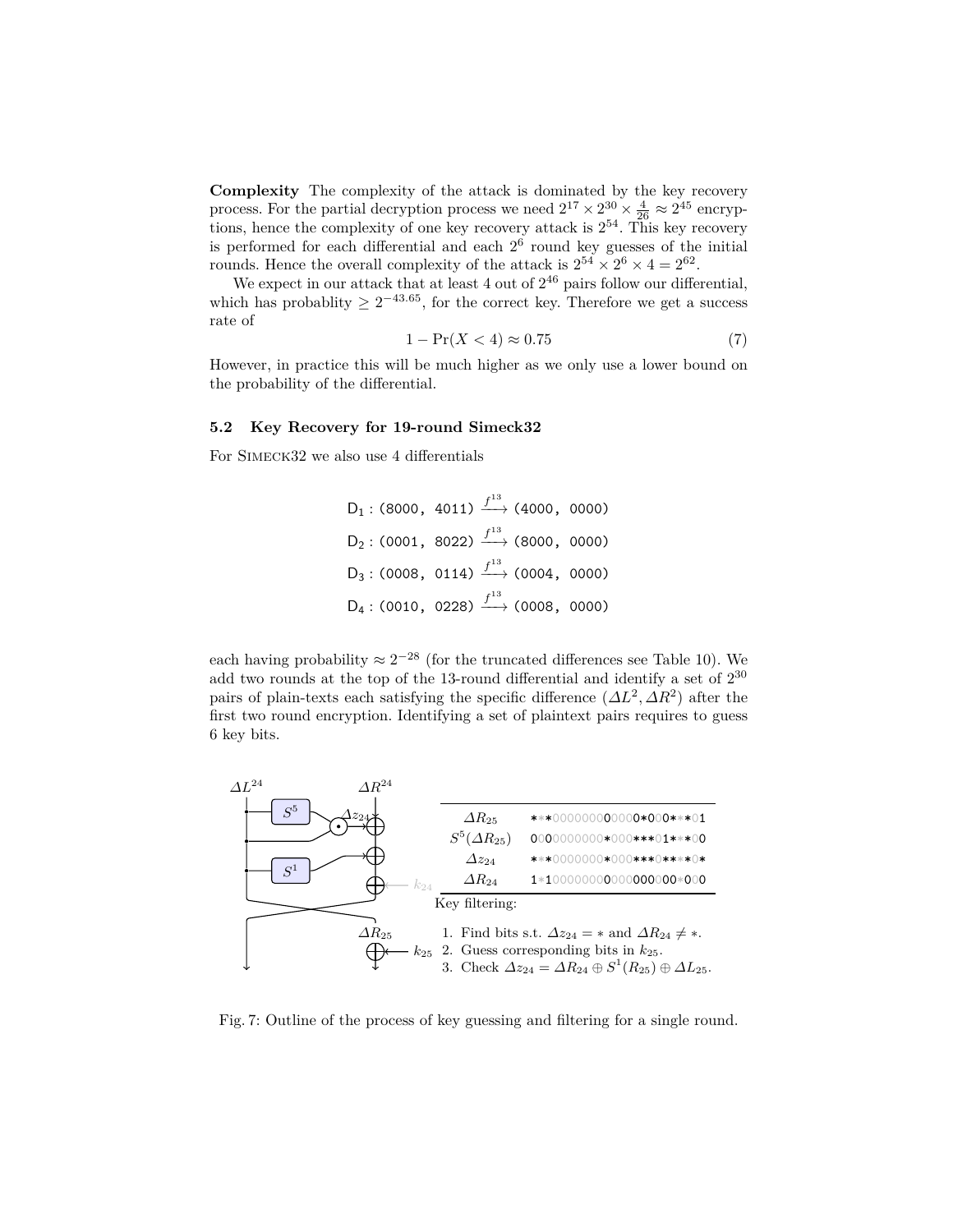**Complexity** The complexity of the attack is dominated by the key recovery process. For the partial decryption process we need $2^{17} \times 2^{30} \times \frac{4}{26} \approx 2^{45}$ encryptions, hence the complexity of one key recovery attack is $2^{54}$. This key recovery is performed for each differential and each $2^6$ round key guesses of the initial rounds. Hence the overall complexity of the attack is $2^{54} \times 2^6 \times 4 = 2^{62}$.

We expect in our attack that at least 4 out of $2^{46}$ pairs follow our differential, which has probablity $\geq 2^{-43.65}$, for the correct key. Therefore we get a success rate of

$$1 - \Pr(X < 4) \approx 0.75 \tag{7}$$

However, in practice this will be much higher as we only use a lower bound on the probability of the differential.

### 5.2 Key Recovery for 19-round Simeck32

For Simeck32 we also use 4 differentials

$$\mathsf{D}_1 : (\texttt{8000, 4011}) \xrightarrow{f^{13}} (\texttt{4000, 0000})$$

$$\mathsf{D}_2 : (\texttt{0001, 8022}) \xrightarrow{f^{13}} (\texttt{8000, 0000})$$

$$\mathsf{D}_3 : (\texttt{0008, 0114}) \xrightarrow{f^{13}} (\texttt{0004, 0000})$$

$$\mathsf{D}_4 : (\texttt{0010, 0228}) \xrightarrow{f^{13}} (\texttt{0008, 0000})$$

each having probability $\approx 2^{-28}$ (for the truncated differences see Table 10). We add two rounds at the top of the 13-round differential and identify a set of $2^{30}$ pairs of plain-texts each satisfying the specific difference $(\Delta L^2, \Delta R^2)$ after the first two round encryption. Identifying a set of plaintext pairs requires to guess 6 key bits.

| | |
|---|---|
| $\Delta R_{25}$ | `***000000000000*000***01` |
| $S^5(\Delta R_{25})$ | `0000000000*000***01***00` |
| $\Delta z_{24}$ | `***0000000*000***0****0*` |
| $\Delta R_{24}$ | `1*1000000000000000000*000` |

Key filtering:

1. Find bits s.t. $\Delta z_{24} = *$ and $\Delta R_{24} \neq *$.
2. Guess corresponding bits in $k_{25}$.
3. Check $\Delta z_{24} = \Delta R_{24} \oplus S^1(R_{25}) \oplus \Delta L_{25}$.

Fig. 7: Outline of the process of key guessing and filtering for a single round.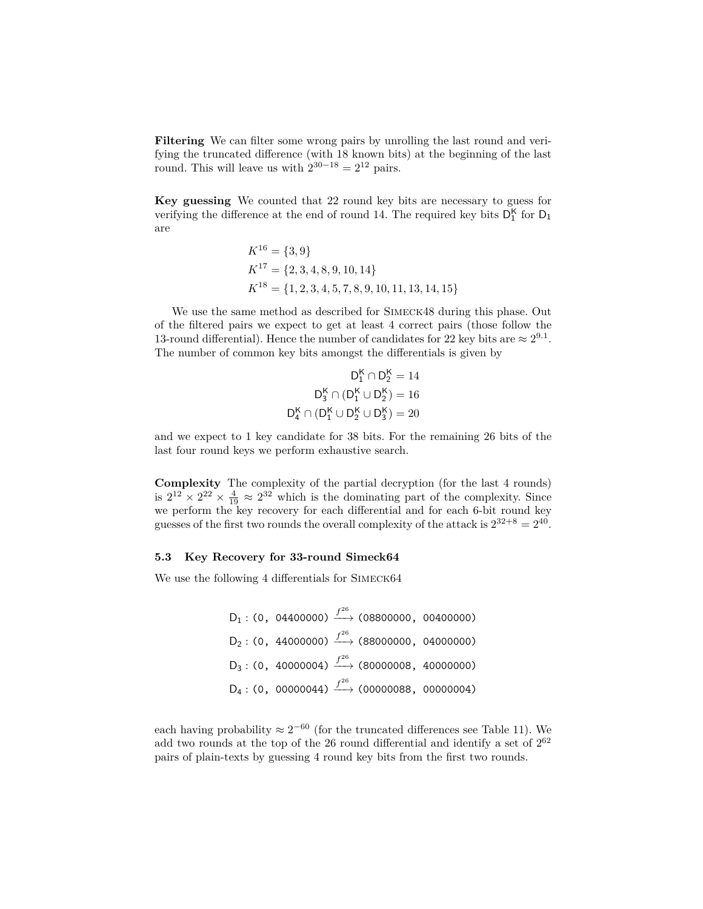**Filtering** We can filter some wrong pairs by unrolling the last round and verifying the truncated difference (with 18 known bits) at the beginning of the last round. This will leave us with $2^{30-18} = 2^{12}$ pairs.

**Key guessing** We counted that 22 round key bits are necessary to guess for verifying the difference at the end of round 14. The required key bits $\mathsf{D}_1^\mathsf{K}$ for $\mathsf{D}_1$ are

$$
\begin{aligned}
K^{16} &= \{3, 9\} \\
K^{17} &= \{2, 3, 4, 8, 9, 10, 14\} \\
K^{18} &= \{1, 2, 3, 4, 5, 7, 8, 9, 10, 11, 13, 14, 15\}
\end{aligned}
$$

We use the same method as described for SIMECK48 during this phase. Out of the filtered pairs we expect to get at least 4 correct pairs (those follow the 13-round differential). Hence the number of candidates for 22 key bits are $\approx 2^{9.1}$. The number of common key bits amongst the differentials is given by

$$
\begin{aligned}
\mathsf{D}_1^\mathsf{K} \cap \mathsf{D}_2^\mathsf{K} &= 14 \\
\mathsf{D}_3^\mathsf{K} \cap (\mathsf{D}_1^\mathsf{K} \cup \mathsf{D}_2^\mathsf{K}) &= 16 \\
\mathsf{D}_4^\mathsf{K} \cap (\mathsf{D}_1^\mathsf{K} \cup \mathsf{D}_2^\mathsf{K} \cup \mathsf{D}_3^\mathsf{K}) &= 20
\end{aligned}
$$

and we expect to 1 key candidate for 38 bits. For the remaining 26 bits of the last four round keys we perform exhaustive search.

**Complexity** The complexity of the partial decryption (for the last 4 rounds) is $2^{12} \times 2^{22} \times \frac{4}{19} \approx 2^{32}$ which is the dominating part of the complexity. Since we perform the key recovery for each differential and for each 6-bit round key guesses of the first two rounds the overall complexity of the attack is $2^{32+8} = 2^{40}$.

### 5.3 Key Recovery for 33-round Simeck64

We use the following 4 differentials for SIMECK64

$$
\begin{aligned}
\mathsf{D}_1 &: (\texttt{0, 04400000}) \xrightarrow{f^{26}} (\texttt{08800000, 00400000}) \\
\mathsf{D}_2 &: (\texttt{0, 44000000}) \xrightarrow{f^{26}} (\texttt{88000000, 04000000}) \\
\mathsf{D}_3 &: (\texttt{0, 40000004}) \xrightarrow{f^{26}} (\texttt{80000008, 40000000}) \\
\mathsf{D}_4 &: (\texttt{0, 00000044}) \xrightarrow{f^{26}} (\texttt{00000088, 00000004})
\end{aligned}
$$

each having probability $\approx 2^{-60}$ (for the truncated differences see Table 11). We add two rounds at the top of the 26 round differential and identify a set of $2^{62}$ pairs of plain-texts by guessing 4 round key bits from the first two rounds.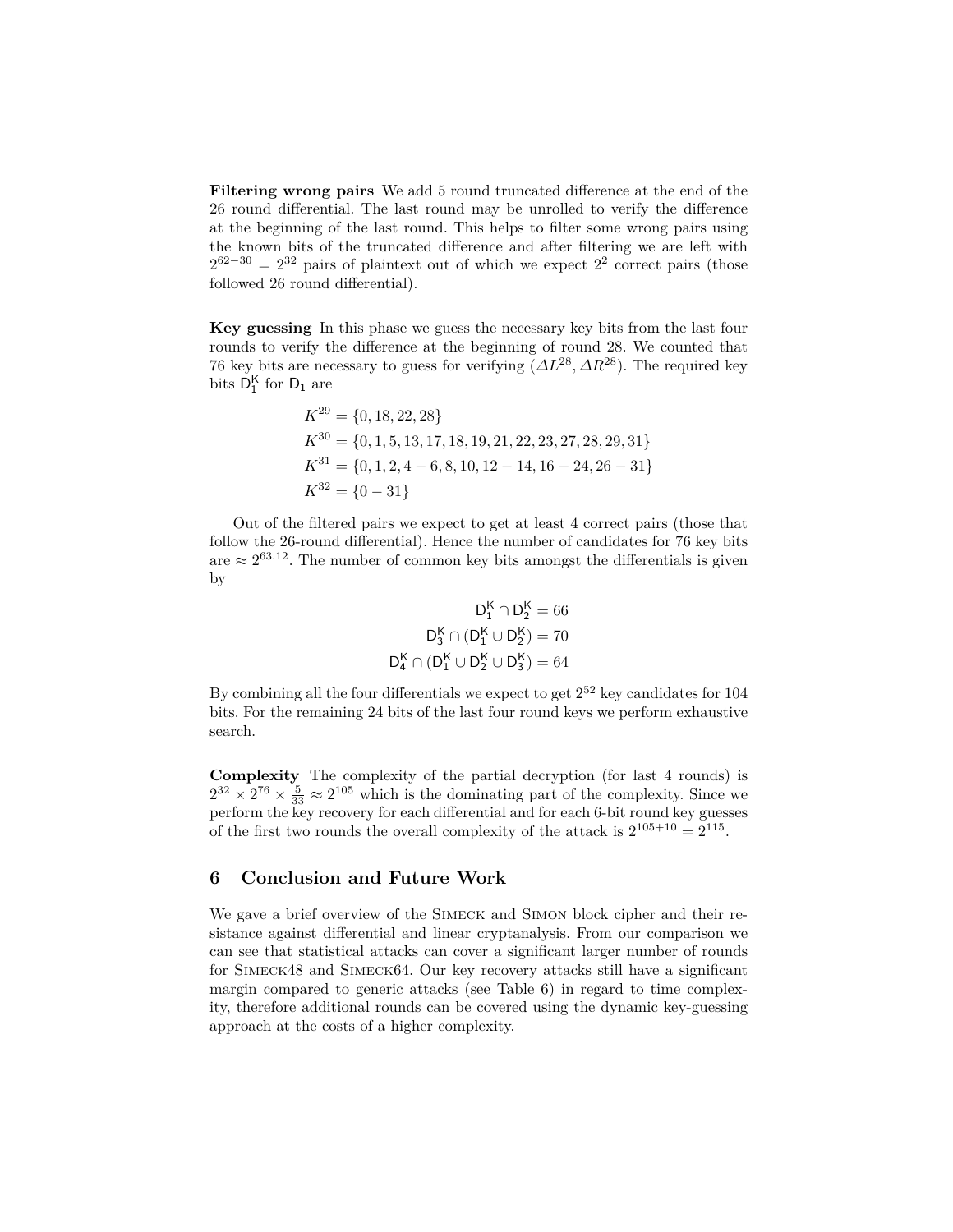**Filtering wrong pairs** We add 5 round truncated difference at the end of the 26 round differential. The last round may be unrolled to verify the difference at the beginning of the last round. This helps to filter some wrong pairs using the known bits of the truncated difference and after filtering we are left with $2^{62-30} = 2^{32}$ pairs of plaintext out of which we expect $2^2$ correct pairs (those followed 26 round differential).

**Key guessing** In this phase we guess the necessary key bits from the last four rounds to verify the difference at the beginning of round 28. We counted that 76 key bits are necessary to guess for verifying $(\Delta L^{28}, \Delta R^{28})$. The required key bits $\mathsf{D}_1^{\mathsf{K}}$ for $\mathsf{D}_1$ are

$$
\begin{aligned}
K^{29} &= \{0, 18, 22, 28\} \\
K^{30} &= \{0, 1, 5, 13, 17, 18, 19, 21, 22, 23, 27, 28, 29, 31\} \\
K^{31} &= \{0, 1, 2, 4-6, 8, 10, 12-14, 16-24, 26-31\} \\
K^{32} &= \{0-31\}
\end{aligned}
$$

Out of the filtered pairs we expect to get at least 4 correct pairs (those that follow the 26-round differential). Hence the number of candidates for 76 key bits are $\approx 2^{63.12}$. The number of common key bits amongst the differentials is given by

$$
\begin{aligned}
\mathsf{D}_1^{\mathsf{K}} \cap \mathsf{D}_2^{\mathsf{K}} &= 66 \\
\mathsf{D}_3^{\mathsf{K}} \cap (\mathsf{D}_1^{\mathsf{K}} \cup \mathsf{D}_2^{\mathsf{K}}) &= 70 \\
\mathsf{D}_4^{\mathsf{K}} \cap (\mathsf{D}_1^{\mathsf{K}} \cup \mathsf{D}_2^{\mathsf{K}} \cup \mathsf{D}_3^{\mathsf{K}}) &= 64
\end{aligned}
$$

By combining all the four differentials we expect to get $2^{52}$ key candidates for 104 bits. For the remaining 24 bits of the last four round keys we perform exhaustive search.

**Complexity** The complexity of the partial decryption (for last 4 rounds) is $2^{32} \times 2^{76} \times \frac{5}{33} \approx 2^{105}$ which is the dominating part of the complexity. Since we perform the key recovery for each differential and for each 6-bit round key guesses of the first two rounds the overall complexity of the attack is $2^{105+10} = 2^{115}$.

## 6 Conclusion and Future Work

We gave a brief overview of the Simeck and Simon block cipher and their resistance against differential and linear cryptanalysis. From our comparison we can see that statistical attacks can cover a significant larger number of rounds for Simeck48 and Simeck64. Our key recovery attacks still have a significant margin compared to generic attacks (see Table 6) in regard to time complexity, therefore additional rounds can be covered using the dynamic key-guessing approach at the costs of a higher complexity.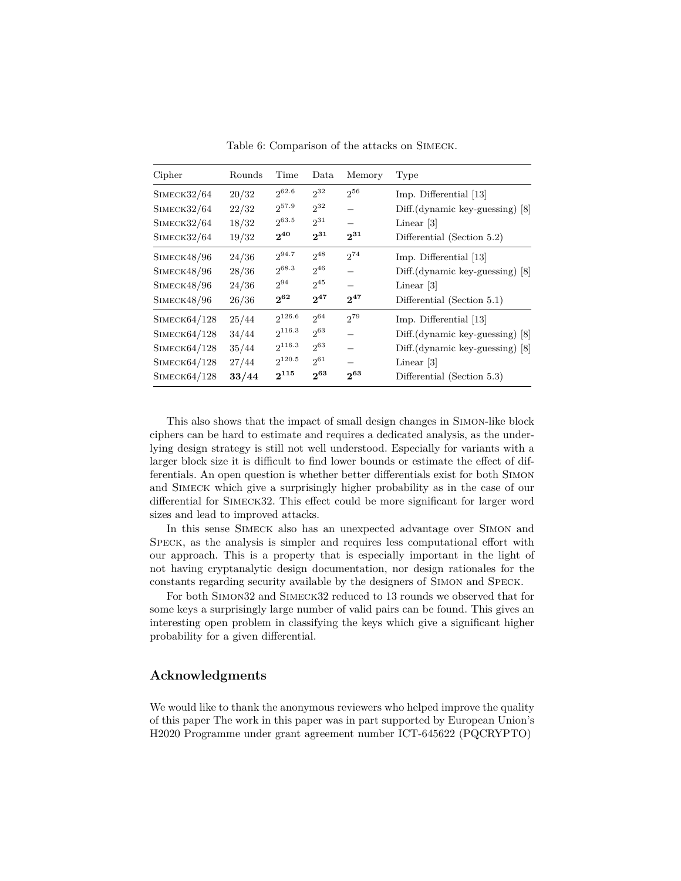Table 6: Comparison of the attacks on SIMECK.

| Cipher | Rounds | Time | Data | Memory | Type |
|---|---|---|---|---|---|
| SIMECK32/64 | 20/32 | $2^{62.6}$ | $2^{32}$ | $2^{56}$ | Imp. Differential [13] |
| SIMECK32/64 | 22/32 | $2^{57.9}$ | $2^{32}$ | – | Diff.(dynamic key-guessing) [8] |
| SIMECK32/64 | 18/32 | $2^{63.5}$ | $2^{31}$ | – | Linear [3] |
| SIMECK32/64 | 19/32 | $\mathbf{2^{40}}$ | $\mathbf{2^{31}}$ | $\mathbf{2^{31}}$ | Differential (Section 5.2) |
| SIMECK48/96 | 24/36 | $2^{94.7}$ | $2^{48}$ | $2^{74}$ | Imp. Differential [13] |
| SIMECK48/96 | 28/36 | $2^{68.3}$ | $2^{46}$ | – | Diff.(dynamic key-guessing) [8] |
| SIMECK48/96 | 24/36 | $2^{94}$ | $2^{45}$ | – | Linear [3] |
| SIMECK48/96 | 26/36 | $\mathbf{2^{62}}$ | $\mathbf{2^{47}}$ | $\mathbf{2^{47}}$ | Differential (Section 5.1) |
| SIMECK64/128 | 25/44 | $2^{126.6}$ | $2^{64}$ | $2^{79}$ | Imp. Differential [13] |
| SIMECK64/128 | 34/44 | $2^{116.3}$ | $2^{63}$ | – | Diff.(dynamic key-guessing) [8] |
| SIMECK64/128 | 35/44 | $2^{116.3}$ | $2^{63}$ | – | Diff.(dynamic key-guessing) [8] |
| SIMECK64/128 | 27/44 | $2^{120.5}$ | $2^{61}$ | – | Linear [3] |
| SIMECK64/128 | **33/44** | $\mathbf{2^{115}}$ | $\mathbf{2^{63}}$ | $\mathbf{2^{63}}$ | Differential (Section 5.3) |

This also shows that the impact of small design changes in SIMON-like block ciphers can be hard to estimate and requires a dedicated analysis, as the underlying design strategy is still not well understood. Especially for variants with a larger block size it is difficult to find lower bounds or estimate the effect of differentials. An open question is whether better differentials exist for both SIMON and SIMECK which give a surprisingly higher probability as in the case of our differential for SIMECK32. This effect could be more significant for larger word sizes and lead to improved attacks.

In this sense SIMECK also has an unexpected advantage over SIMON and SPECK, as the analysis is simpler and requires less computational effort with our approach. This is a property that is especially important in the light of not having cryptanalytic design documentation, nor design rationales for the constants regarding security available by the designers of SIMON and SPECK.

For both SIMON32 and SIMECK32 reduced to 13 rounds we observed that for some keys a surprisingly large number of valid pairs can be found. This gives an interesting open problem in classifying the keys which give a significant higher probability for a given differential.

## Acknowledgments

We would like to thank the anonymous reviewers who helped improve the quality of this paper The work in this paper was in part supported by European Union's H2020 Programme under grant agreement number ICT-645622 (PQCRYPTO)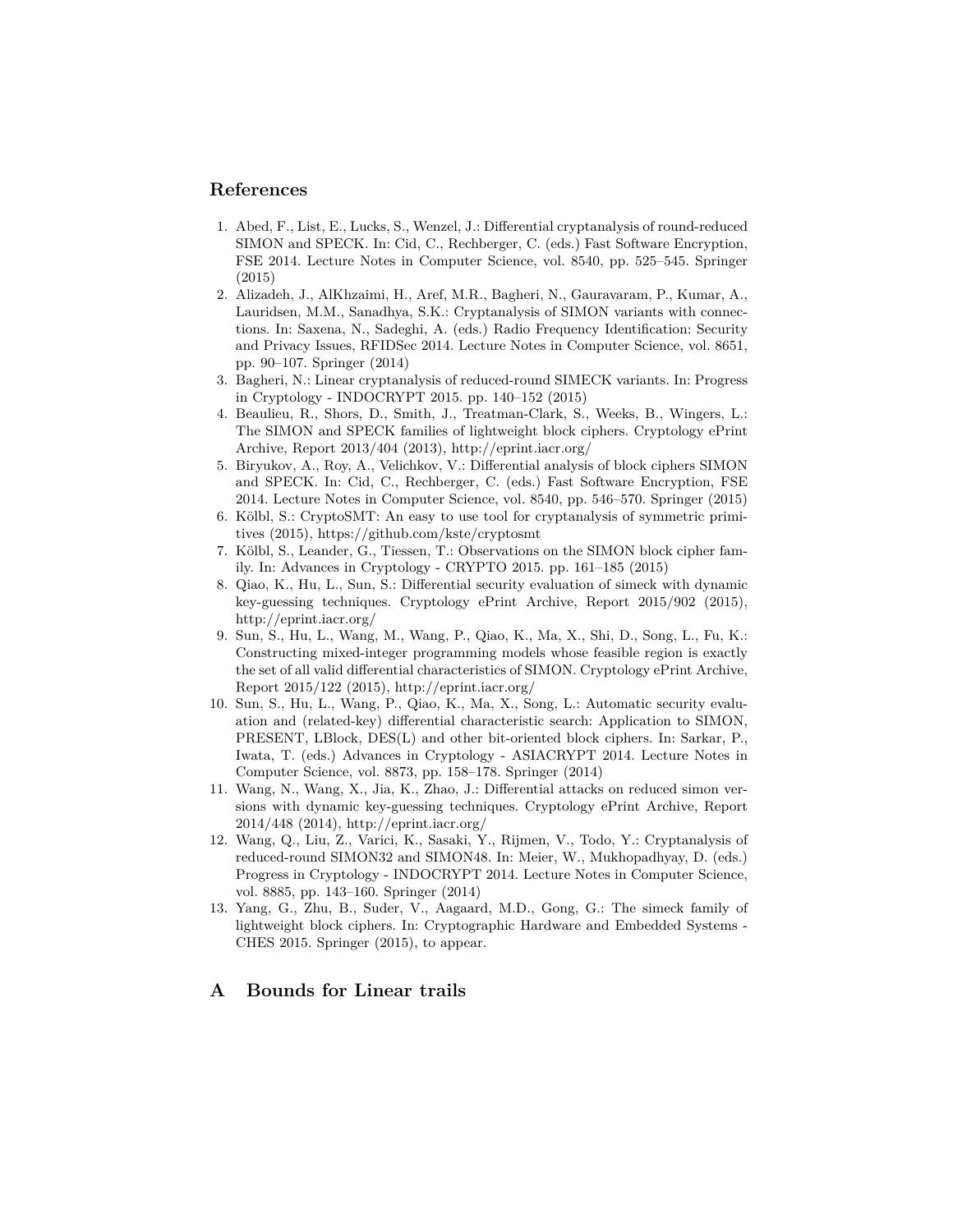## References

1. Abed, F., List, E., Lucks, S., Wenzel, J.: Differential cryptanalysis of round-reduced SIMON and SPECK. In: Cid, C., Rechberger, C. (eds.) Fast Software Encryption, FSE 2014. Lecture Notes in Computer Science, vol. 8540, pp. 525–545. Springer (2015)
2. Alizadeh, J., AlKhzaimi, H., Aref, M.R., Bagheri, N., Gauravaram, P., Kumar, A., Lauridsen, M.M., Sanadhya, S.K.: Cryptanalysis of SIMON variants with connections. In: Saxena, N., Sadeghi, A. (eds.) Radio Frequency Identification: Security and Privacy Issues, RFIDSec 2014. Lecture Notes in Computer Science, vol. 8651, pp. 90–107. Springer (2014)
3. Bagheri, N.: Linear cryptanalysis of reduced-round SIMECK variants. In: Progress in Cryptology - INDOCRYPT 2015. pp. 140–152 (2015)
4. Beaulieu, R., Shors, D., Smith, J., Treatman-Clark, S., Weeks, B., Wingers, L.: The SIMON and SPECK families of lightweight block ciphers. Cryptology ePrint Archive, Report 2013/404 (2013), http://eprint.iacr.org/
5. Biryukov, A., Roy, A., Velichkov, V.: Differential analysis of block ciphers SIMON and SPECK. In: Cid, C., Rechberger, C. (eds.) Fast Software Encryption, FSE 2014. Lecture Notes in Computer Science, vol. 8540, pp. 546–570. Springer (2015)
6. Kölbl, S.: CryptoSMT: An easy to use tool for cryptanalysis of symmetric primitives (2015), https://github.com/kste/cryptosmt
7. Kölbl, S., Leander, G., Tiessen, T.: Observations on the SIMON block cipher family. In: Advances in Cryptology - CRYPTO 2015. pp. 161–185 (2015)
8. Qiao, K., Hu, L., Sun, S.: Differential security evaluation of simeck with dynamic key-guessing techniques. Cryptology ePrint Archive, Report 2015/902 (2015), http://eprint.iacr.org/
9. Sun, S., Hu, L., Wang, M., Wang, P., Qiao, K., Ma, X., Shi, D., Song, L., Fu, K.: Constructing mixed-integer programming models whose feasible region is exactly the set of all valid differential characteristics of SIMON. Cryptology ePrint Archive, Report 2015/122 (2015), http://eprint.iacr.org/
10. Sun, S., Hu, L., Wang, P., Qiao, K., Ma, X., Song, L.: Automatic security evaluation and (related-key) differential characteristic search: Application to SIMON, PRESENT, LBlock, DES(L) and other bit-oriented block ciphers. In: Sarkar, P., Iwata, T. (eds.) Advances in Cryptology - ASIACRYPT 2014. Lecture Notes in Computer Science, vol. 8873, pp. 158–178. Springer (2014)
11. Wang, N., Wang, X., Jia, K., Zhao, J.: Differential attacks on reduced simon versions with dynamic key-guessing techniques. Cryptology ePrint Archive, Report 2014/448 (2014), http://eprint.iacr.org/
12. Wang, Q., Liu, Z., Varici, K., Sasaki, Y., Rijmen, V., Todo, Y.: Cryptanalysis of reduced-round SIMON32 and SIMON48. In: Meier, W., Mukhopadhyay, D. (eds.) Progress in Cryptology - INDOCRYPT 2014. Lecture Notes in Computer Science, vol. 8885, pp. 143–160. Springer (2014)
13. Yang, G., Zhu, B., Suder, V., Aagaard, M.D., Gong, G.: The simeck family of lightweight block ciphers. In: Cryptographic Hardware and Embedded Systems - CHES 2015. Springer (2015), to appear.

# A Bounds for Linear trails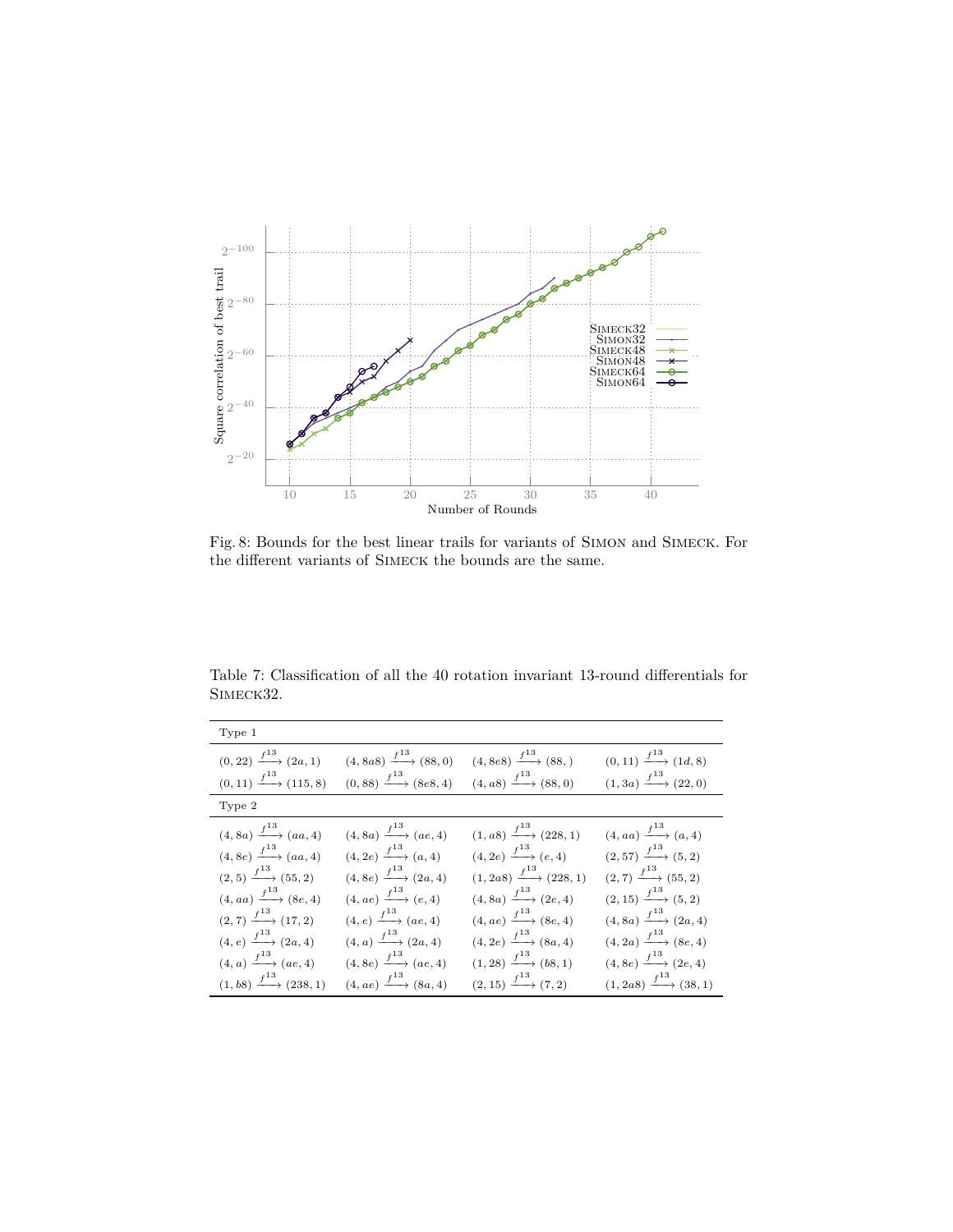Fig. 8: Bounds for the best linear trails for variants of SIMON and SIMECK. For the different variants of SIMECK the bounds are the same.

Table 7: Classification of all the 40 rotation invariant 13-round differentials for SIMECK32.

| Type 1 | | | |
|---|---|---|---|
| $(0,22) \xrightarrow{f^{13}} (2a,1)$ | $(4,8a8) \xrightarrow{f^{13}} (88,0)$ | $(4,8e8) \xrightarrow{f^{13}} (88,)$ | $(0,11) \xrightarrow{f^{13}} (1d,8)$ |
| $(0,11) \xrightarrow{f^{13}} (115,8)$ | $(0,88) \xrightarrow{f^{13}} (8e8,4)$ | $(4,a8) \xrightarrow{f^{13}} (88,0)$ | $(1,3a) \xrightarrow{f^{13}} (22,0)$ |
| **Type 2** | | | |
| $(4,8a) \xrightarrow{f^{13}} (aa,4)$ | $(4,8a) \xrightarrow{f^{13}} (ae,4)$ | $(1,a8) \xrightarrow{f^{13}} (228,1)$ | $(4,aa) \xrightarrow{f^{13}} (a,4)$ |
| $(4,8e) \xrightarrow{f^{13}} (aa,4)$ | $(4,2e) \xrightarrow{f^{13}} (a,4)$ | $(4,2e) \xrightarrow{f^{13}} (e,4)$ | $(2,57) \xrightarrow{f^{13}} (5,2)$ |
| $(2,5) \xrightarrow{f^{13}} (55,2)$ | $(4,8e) \xrightarrow{f^{13}} (2a,4)$ | $(1,2a8) \xrightarrow{f^{13}} (228,1)$ | $(2,7) \xrightarrow{f^{13}} (55,2)$ |
| $(4,aa) \xrightarrow{f^{13}} (8e,4)$ | $(4,ae) \xrightarrow{f^{13}} (e,4)$ | $(4,8a) \xrightarrow{f^{13}} (2e,4)$ | $(2,15) \xrightarrow{f^{13}} (5,2)$ |
| $(2,7) \xrightarrow{f^{13}} (17,2)$ | $(4,e) \xrightarrow{f^{13}} (ae,4)$ | $(4,ae) \xrightarrow{f^{13}} (8e,4)$ | $(4,8a) \xrightarrow{f^{13}} (2a,4)$ |
| $(4,e) \xrightarrow{f^{13}} (2a,4)$ | $(4,a) \xrightarrow{f^{13}} (2a,4)$ | $(4,2e) \xrightarrow{f^{13}} (8a,4)$ | $(4,2a) \xrightarrow{f^{13}} (8e,4)$ |
| $(4,a) \xrightarrow{f^{13}} (ae,4)$ | $(4,8e) \xrightarrow{f^{13}} (ae,4)$ | $(1,28) \xrightarrow{f^{13}} (b8,1)$ | $(4,8e) \xrightarrow{f^{13}} (2e,4)$ |
| $(1,b8) \xrightarrow{f^{13}} (238,1)$ | $(4,ae) \xrightarrow{f^{13}} (8a,4)$ | $(2,15) \xrightarrow{f^{13}} (7,2)$ | $(1,2a8) \xrightarrow{f^{13}} (38,1)$ |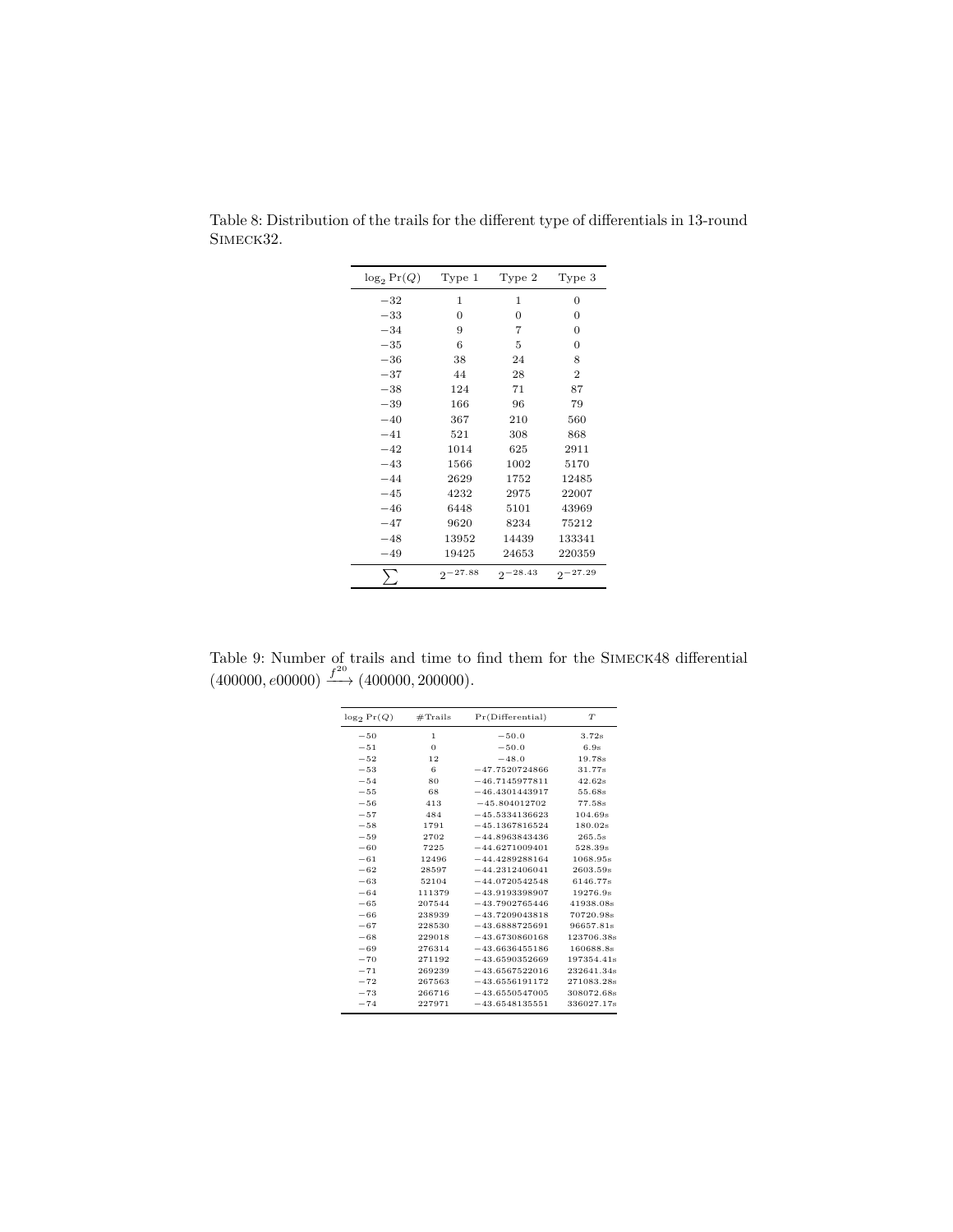Table 8: Distribution of the trails for the different type of differentials in 13-round SIMECK32.

| $\log_2 \Pr(Q)$ | Type 1 | Type 2 | Type 3 |
|---|---|---|---|
| −32 | 1 | 1 | 0 |
| −33 | 0 | 0 | 0 |
| −34 | 9 | 7 | 0 |
| −35 | 6 | 5 | 0 |
| −36 | 38 | 24 | 8 |
| −37 | 44 | 28 | 2 |
| −38 | 124 | 71 | 87 |
| −39 | 166 | 96 | 79 |
| −40 | 367 | 210 | 560 |
| −41 | 521 | 308 | 868 |
| −42 | 1014 | 625 | 2911 |
| −43 | 1566 | 1002 | 5170 |
| −44 | 2629 | 1752 | 12485 |
| −45 | 4232 | 2975 | 22007 |
| −46 | 6448 | 5101 | 43969 |
| −47 | 9620 | 8234 | 75212 |
| −48 | 13952 | 14439 | 133341 |
| −49 | 19425 | 24653 | 220359 |
| $\sum$ | $2^{-27.88}$ | $2^{-28.43}$ | $2^{-27.29}$ |

Table 9: Number of trails and time to find them for the SIMECK48 differential $(400000, e00000) \xrightarrow{f^{20}} (400000, 200000)$.

| $\log_2 \Pr(Q)$ | #Trails | Pr(Differential) | $T$ |
|---|---|---|---|
| −50 | 1 | −50.0 | 3.72s |
| −51 | 0 | −50.0 | 6.9s |
| −52 | 12 | −48.0 | 19.78s |
| −53 | 6 | −47.7520724866 | 31.77s |
| −54 | 80 | −46.7145977811 | 42.62s |
| −55 | 68 | −46.4301443917 | 55.68s |
| −56 | 413 | −45.804012702 | 77.58s |
| −57 | 484 | −45.5334136623 | 104.69s |
| −58 | 1791 | −45.1367816524 | 180.02s |
| −59 | 2702 | −44.8963843436 | 265.5s |
| −60 | 7225 | −44.6271009401 | 528.39s |
| −61 | 12496 | −44.4289288164 | 1068.95s |
| −62 | 28597 | −44.2312406041 | 2603.59s |
| −63 | 52104 | −44.0720542548 | 6146.77s |
| −64 | 111379 | −43.9193398907 | 19276.9s |
| −65 | 207544 | −43.7902765446 | 41938.08s |
| −66 | 238939 | −43.7209043818 | 70720.98s |
| −67 | 228530 | −43.6888725691 | 96657.81s |
| −68 | 229018 | −43.6730860168 | 123706.38s |
| −69 | 276314 | −43.6636455186 | 160688.8s |
| −70 | 271192 | −43.6590352669 | 197354.41s |
| −71 | 269239 | −43.6567522016 | 232641.34s |
| −72 | 267563 | −43.6556191172 | 271083.28s |
| −73 | 266716 | −43.6550547005 | 308072.68s |
| −74 | 227971 | −43.6548135551 | 336027.17s |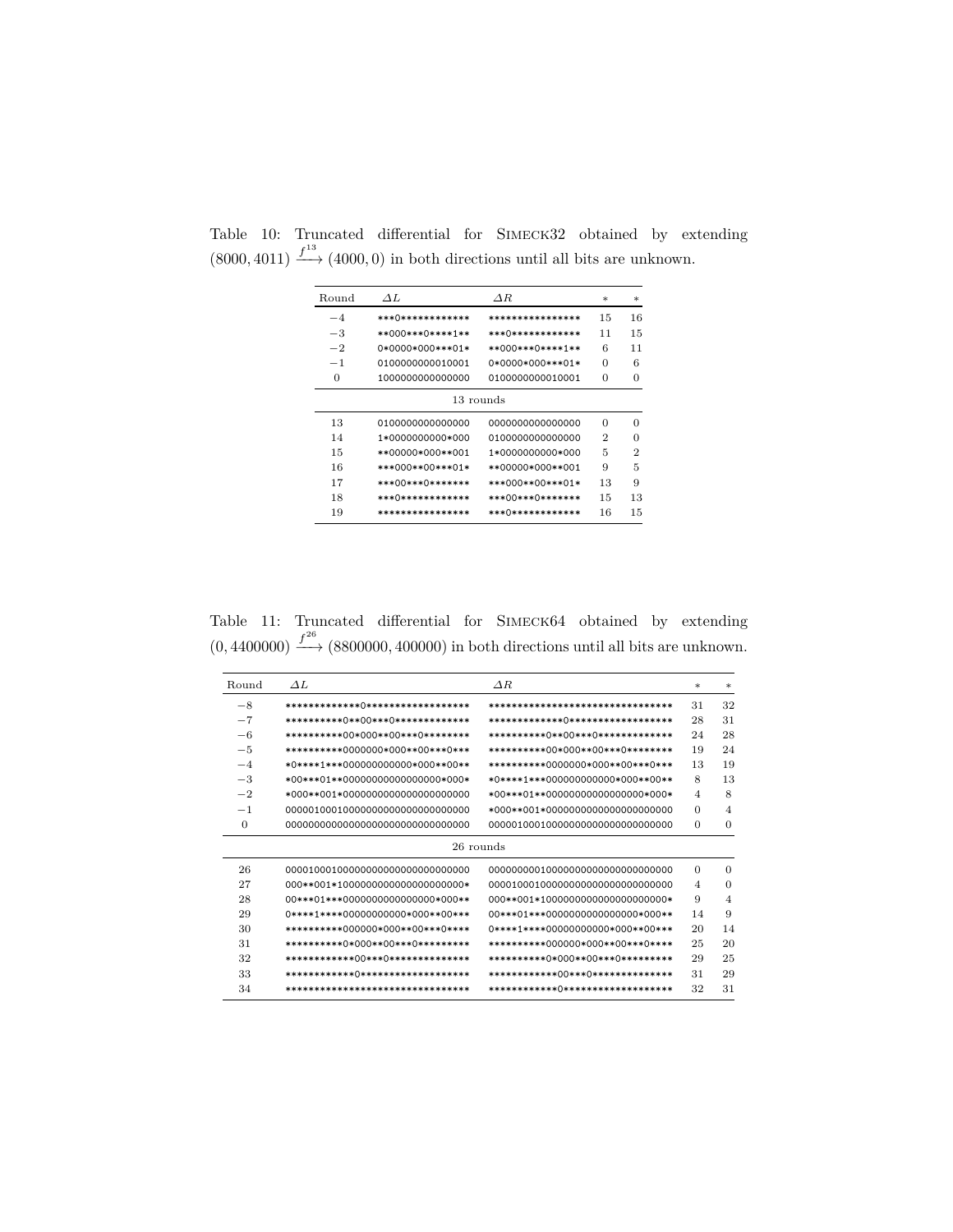Table 10: Truncated differential for SIMECK32 obtained by extending $(8000, 4011) \xrightarrow{f^{13}} (4000, 0)$ in both directions until all bits are unknown.

| Round | $\Delta L$ | $\Delta R$ | $*$ | $*$ |
|---|---|---|---|---|
| $-4$ | ***0************ | **************** | 15 | 16 |
| $-3$ | **000***0****1** | ***0************ | 11 | 15 |
| $-2$ | 0*0000*000***01* | **000***0****1** | 6 | 11 |
| $-1$ | 0100000000010001 | 0*0000*000***01* | 0 | 6 |
| 0 | 1000000000000000 | 0100000000010001 | 0 | 0 |
| | 13 rounds | | | |
| 13 | 0100000000000000 | 0000000000000000 | 0 | 0 |
| 14 | 1*0000000000*000 | 0100000000000000 | 2 | 0 |
| 15 | **00000*000**001 | 1*0000000000*000 | 5 | 2 |
| 16 | ***000**00***01* | **00000*000**001 | 9 | 5 |
| 17 | ***00***0******* | ***000**00***01* | 13 | 9 |
| 18 | ***0************ | ***00***0******* | 15 | 13 |
| 19 | **************** | ***0************ | 16 | 15 |

Table 11: Truncated differential for SIMECK64 obtained by extending $(0, 4400000) \xrightarrow{f^{26}} (8800000, 400000)$ in both directions until all bits are unknown.

| Round | $\Delta L$ | $\Delta R$ | $*$ | $*$ |
|---|---|---|---|---|
| $-8$ | *************0****************** | ******************************** | 31 | 32 |
| $-7$ | **********0**00***0************* | *************0****************** | 28 | 31 |
| $-6$ | **********00*000**00***0******** | **********0**00***0************* | 24 | 28 |
| $-5$ | **********0000000*000**00***0*** | **********00*000**00***0******** | 19 | 24 |
| $-4$ | *0****1***000000000000*000**00** | **********0000000*000**00***0*** | 13 | 19 |
| $-3$ | *00***01**00000000000000000*000* | *0****1***000000000000*000**00** | 8 | 13 |
| $-2$ | *000**001*0000000000000000000000 | *00***01**00000000000000000*000* | 4 | 8 |
| $-1$ | 00000100010000000000000000000000 | *000**001*0000000000000000000000 | 0 | 4 |
| 0 | 00000000000000000000000000000000 | 00000100010000000000000000000000 | 0 | 0 |
| | 26 rounds | | | |
| 26 | 00000100010000000000000000000000 | 00000000010000000000000000000000 | 0 | 0 |
| 27 | 000**001*1000000000000000000000* | 00000100010000000000000000000000 | 4 | 0 |
| 28 | 00***01***0000000000000000*000** | 000**001*1000000000000000000000* | 9 | 4 |
| 29 | 0****1****00000000000*000**00*** | 00***01***0000000000000000*000** | 14 | 9 |
| 30 | **********000000*000**00***0**** | 0****1****00000000000*000**00*** | 20 | 14 |
| 31 | **********0*000**00***0********* | **********000000*000**00***0**** | 25 | 20 |
| 32 | ************00***0************** | **********0*000**00***0********* | 29 | 25 |
| 33 | ************0******************* | ************00***0************** | 31 | 29 |
| 34 | ******************************** | ************0******************* | 32 | 31 |